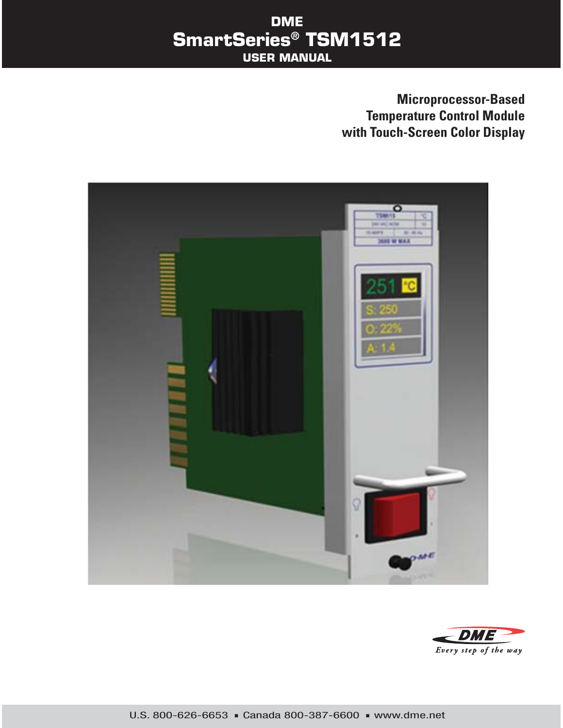# DME
# SmartSeries® TSM1512
## USER MANUAL

**Microprocessor-Based Temperature Control Module with Touch-Screen Color Display**

DME *Every step of the way*

U.S. 800-626-6653 ▪ Canada 800-387-6600 ▪ www.dme.net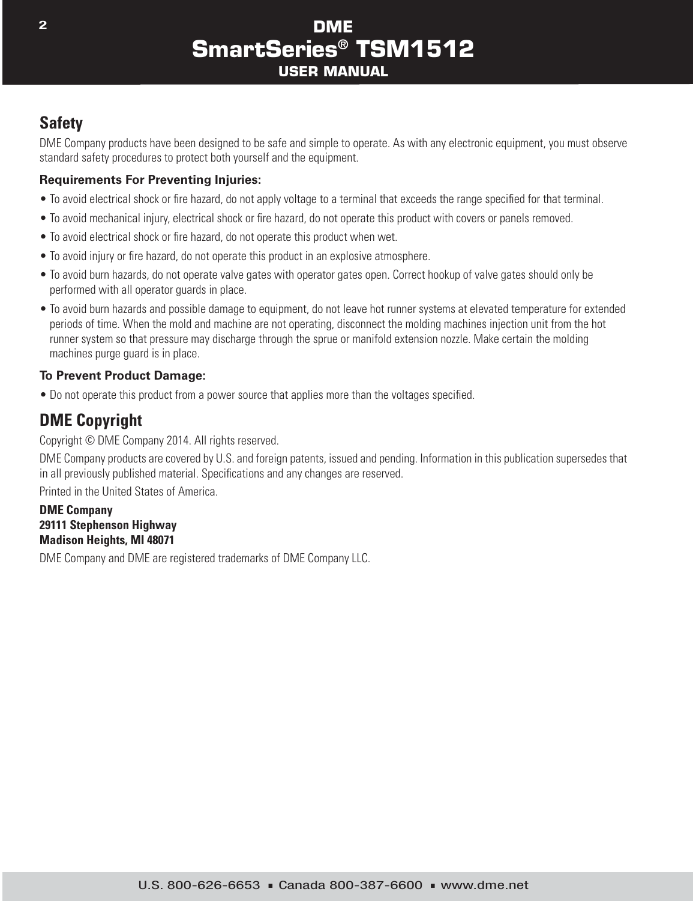## Safety

DME Company products have been designed to be safe and simple to operate. As with any electronic equipment, you must observe standard safety procedures to protect both yourself and the equipment.

### Requirements For Preventing Injuries:

- To avoid electrical shock or fire hazard, do not apply voltage to a terminal that exceeds the range specified for that terminal.
- To avoid mechanical injury, electrical shock or fire hazard, do not operate this product with covers or panels removed.
- To avoid electrical shock or fire hazard, do not operate this product when wet.
- To avoid injury or fire hazard, do not operate this product in an explosive atmosphere.
- To avoid burn hazards, do not operate valve gates with operator gates open. Correct hookup of valve gates should only be performed with all operator guards in place.
- To avoid burn hazards and possible damage to equipment, do not leave hot runner systems at elevated temperature for extended periods of time. When the mold and machine are not operating, disconnect the molding machines injection unit from the hot runner system so that pressure may discharge through the sprue or manifold extension nozzle. Make certain the molding machines purge guard is in place.

### To Prevent Product Damage:

- Do not operate this product from a power source that applies more than the voltages specified.

## DME Copyright

Copyright © DME Company 2014. All rights reserved.

DME Company products are covered by U.S. and foreign patents, issued and pending. Information in this publication supersedes that in all previously published material. Specifications and any changes are reserved.

Printed in the United States of America.

**DME Company**
**29111 Stephenson Highway**
**Madison Heights, MI 48071**

DME Company and DME are registered trademarks of DME Company LLC.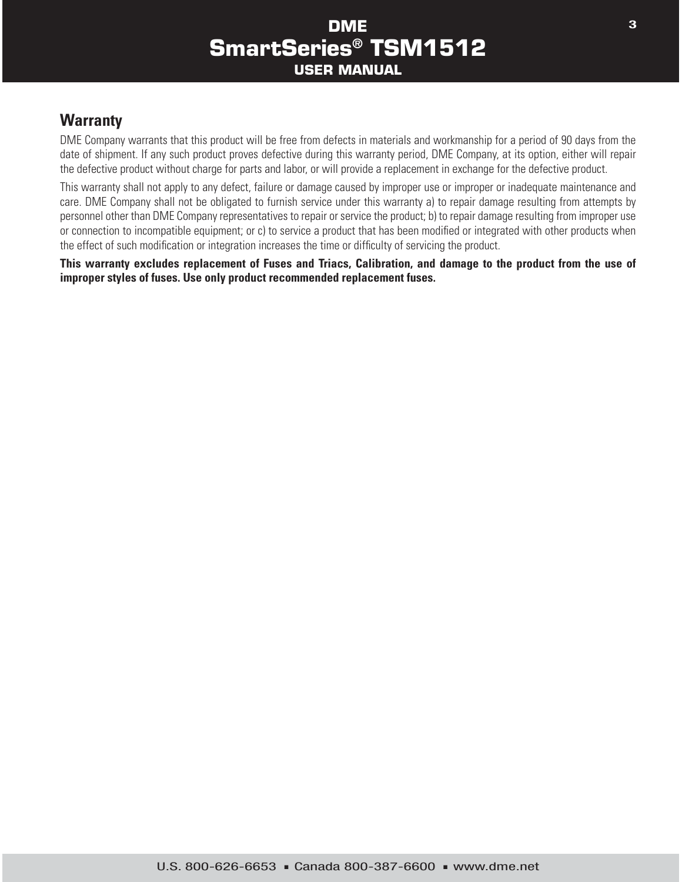## Warranty

DME Company warrants that this product will be free from defects in materials and workmanship for a period of 90 days from the date of shipment. If any such product proves defective during this warranty period, DME Company, at its option, either will repair the defective product without charge for parts and labor, or will provide a replacement in exchange for the defective product.

This warranty shall not apply to any defect, failure or damage caused by improper use or improper or inadequate maintenance and care. DME Company shall not be obligated to furnish service under this warranty a) to repair damage resulting from attempts by personnel other than DME Company representatives to repair or service the product; b) to repair damage resulting from improper use or connection to incompatible equipment; or c) to service a product that has been modified or integrated with other products when the effect of such modification or integration increases the time or difficulty of servicing the product.

**This warranty excludes replacement of Fuses and Triacs, Calibration, and damage to the product from the use of improper styles of fuses. Use only product recommended replacement fuses.**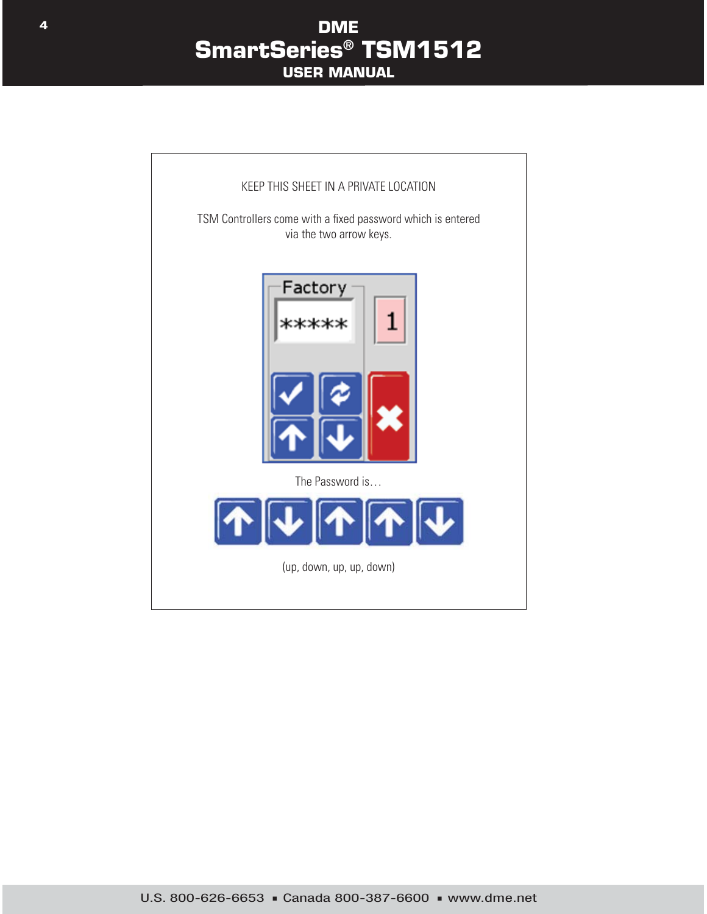KEEP THIS SHEET IN A PRIVATE LOCATION

TSM Controllers come with a fixed password which is entered via the two arrow keys.

The Password is…

(up, down, up, up, down)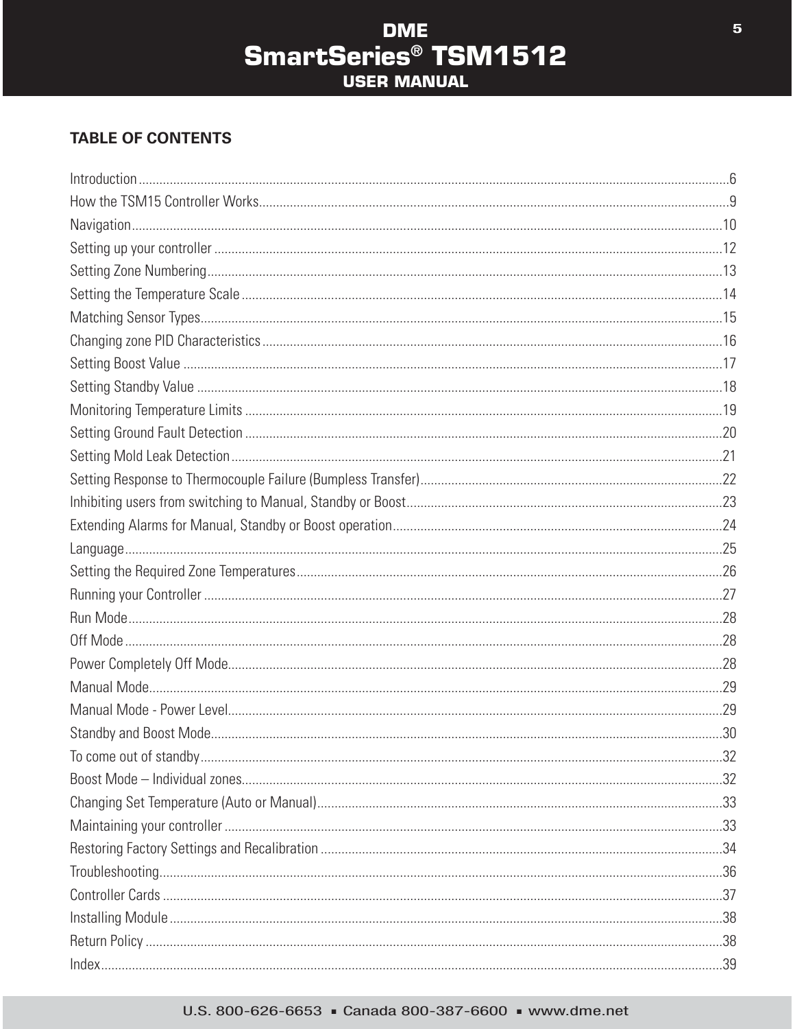## TABLE OF CONTENTS

Introduction....6
How the TSM15 Controller Works....9
Navigation....10
Setting up your controller....12
Setting Zone Numbering....13
Setting the Temperature Scale....14
Matching Sensor Types....15
Changing zone PID Characteristics....16
Setting Boost Value....17
Setting Standby Value....18
Monitoring Temperature Limits....19
Setting Ground Fault Detection....20
Setting Mold Leak Detection....21
Setting Response to Thermocouple Failure (Bumpless Transfer)....22
Inhibiting users from switching to Manual, Standby or Boost....23
Extending Alarms for Manual, Standby or Boost operation....24
Language....25
Setting the Required Zone Temperatures....26
Running your Controller....27
Run Mode....28
Off Mode....28
Power Completely Off Mode....28
Manual Mode....29
Manual Mode - Power Level....29
Standby and Boost Mode....30
To come out of standby....32
Boost Mode – Individual zones....32
Changing Set Temperature (Auto or Manual)....33
Maintaining your controller....33
Restoring Factory Settings and Recalibration....34
Troubleshooting....36
Controller Cards....37
Installing Module....38
Return Policy....38
Index....39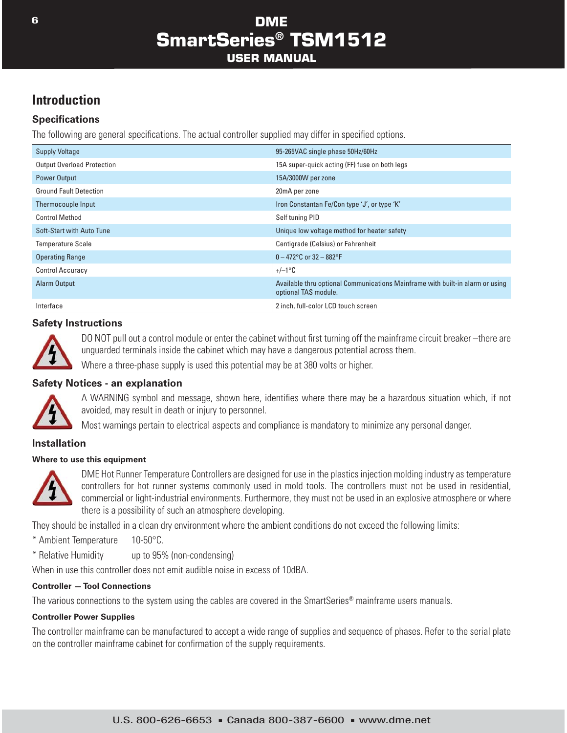## Introduction

### Specifications

The following are general specifications. The actual controller supplied may differ in specified options.

| | |
|---|---|
| Supply Voltage | 95-265VAC single phase 50Hz/60Hz |
| Output Overload Protection | 15A super-quick acting (FF) fuse on both legs |
| Power Output | 15A/3000W per zone |
| Ground Fault Detection | 20mA per zone |
| Thermocouple Input | Iron Constantan Fe/Con type 'J', or type 'K' |
| Control Method | Self tuning PID |
| Soft-Start with Auto Tune | Unique low voltage method for heater safety |
| Temperature Scale | Centigrade (Celsius) or Fahrenheit |
| Operating Range | 0 – 472°C or 32 – 882°F |
| Control Accuracy | +/–1°C |
| Alarm Output | Available thru optional Communications Mainframe with built-in alarm or using optional TAS module. |
| Interface | 2 inch, full-color LCD touch screen |

### Safety Instructions

DO NOT pull out a control module or enter the cabinet without first turning off the mainframe circuit breaker –there are unguarded terminals inside the cabinet which may have a dangerous potential across them.

Where a three-phase supply is used this potential may be at 380 volts or higher.

### Safety Notices - an explanation

A WARNING symbol and message, shown here, identifies where there may be a hazardous situation which, if not avoided, may result in death or injury to personnel.

Most warnings pertain to electrical aspects and compliance is mandatory to minimize any personal danger.

### Installation

#### Where to use this equipment

DME Hot Runner Temperature Controllers are designed for use in the plastics injection molding industry as temperature controllers for hot runner systems commonly used in mold tools. The controllers must not be used in residential, commercial or light-industrial environments. Furthermore, they must not be used in an explosive atmosphere or where there is a possibility of such an atmosphere developing.

They should be installed in a clean dry environment where the ambient conditions do not exceed the following limits:

* Ambient Temperature 10-50°C.

* Relative Humidity up to 95% (non-condensing)

When in use this controller does not emit audible noise in excess of 10dBA.

#### Controller — Tool Connections

The various connections to the system using the cables are covered in the SmartSeries® mainframe users manuals.

#### Controller Power Supplies

The controller mainframe can be manufactured to accept a wide range of supplies and sequence of phases. Refer to the serial plate on the controller mainframe cabinet for confirmation of the supply requirements.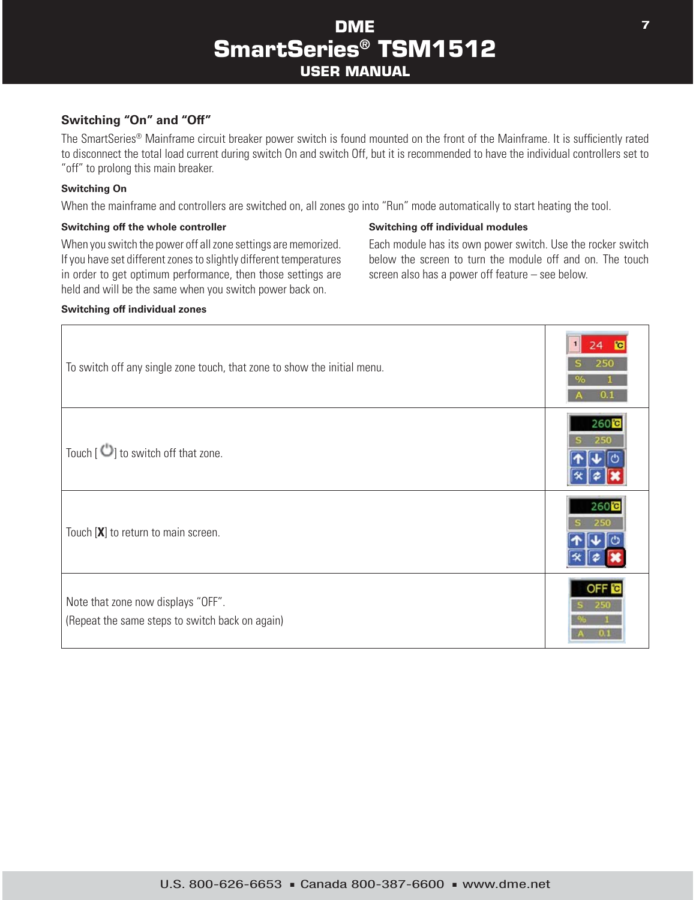## Switching "On" and "Off"

The SmartSeries® Mainframe circuit breaker power switch is found mounted on the front of the Mainframe. It is sufficiently rated to disconnect the total load current during switch On and switch Off, but it is recommended to have the individual controllers set to "off" to prolong this main breaker.

### Switching On

When the mainframe and controllers are switched on, all zones go into "Run" mode automatically to start heating the tool.

### Switching off the whole controller

When you switch the power off all zone settings are memorized. If you have set different zones to slightly different temperatures in order to get optimum performance, then those settings are held and will be the same when you switch power back on.

### Switching off individual modules

Each module has its own power switch. Use the rocker switch below the screen to turn the module off and on. The touch screen also has a power off feature – see below.

### Switching off individual zones

| | |
|---|---|
| To switch off any single zone touch, that zone to show the initial menu. | |
| Touch [ ⏻ ] to switch off that zone. | |
| Touch [**X**] to return to main screen. | |
| Note that zone now displays "OFF".<br>(Repeat the same steps to switch back on again) | |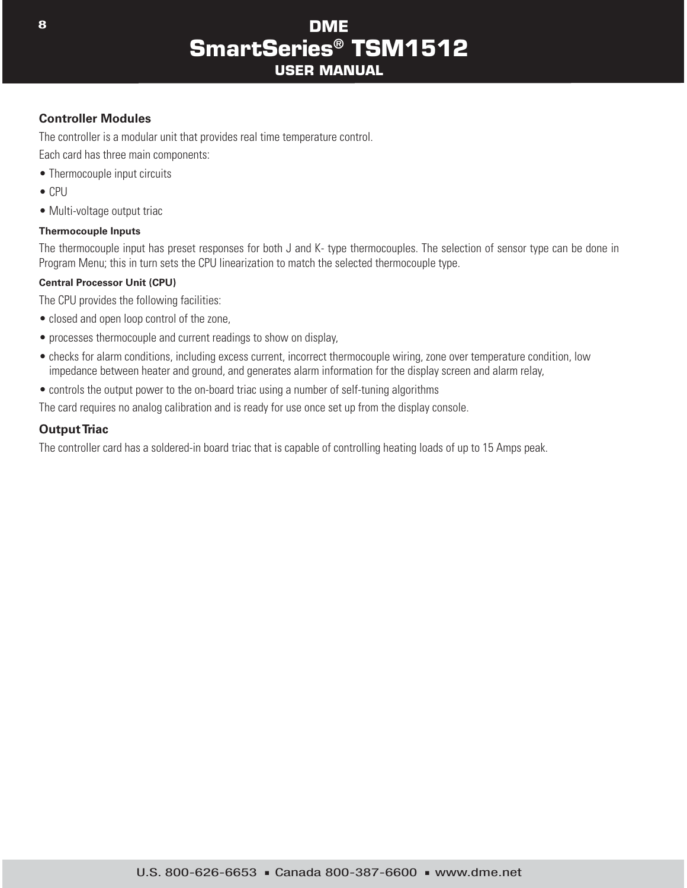## Controller Modules

The controller is a modular unit that provides real time temperature control.

Each card has three main components:

- Thermocouple input circuits
- CPU
- Multi-voltage output triac

#### Thermocouple Inputs

The thermocouple input has preset responses for both J and K- type thermocouples. The selection of sensor type can be done in Program Menu; this in turn sets the CPU linearization to match the selected thermocouple type.

#### Central Processor Unit (CPU)

The CPU provides the following facilities:

- closed and open loop control of the zone,
- processes thermocouple and current readings to show on display,
- checks for alarm conditions, including excess current, incorrect thermocouple wiring, zone over temperature condition, low impedance between heater and ground, and generates alarm information for the display screen and alarm relay,
- controls the output power to the on-board triac using a number of self-tuning algorithms

The card requires no analog calibration and is ready for use once set up from the display console.

### Output Triac

The controller card has a soldered-in board triac that is capable of controlling heating loads of up to 15 Amps peak.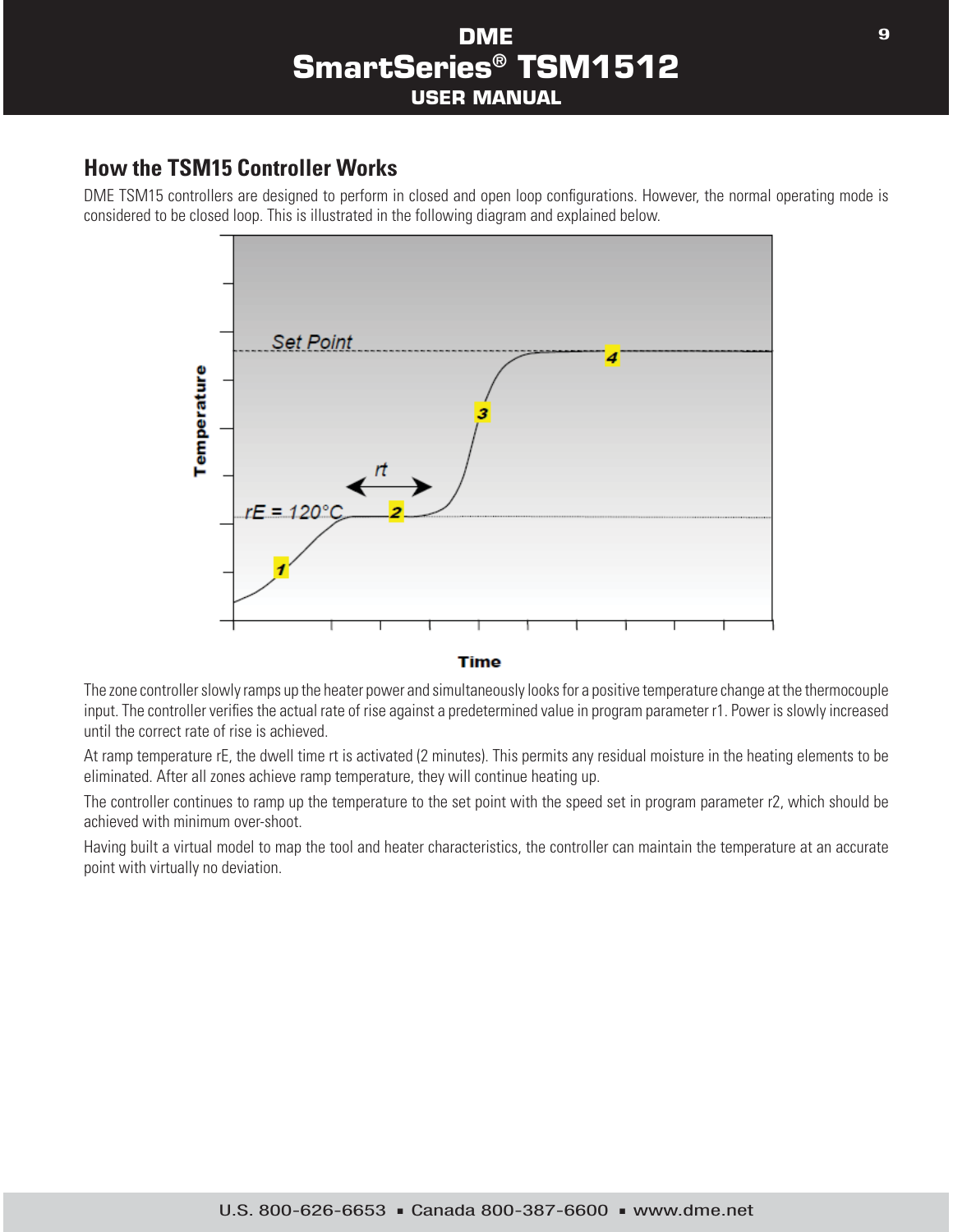## How the TSM15 Controller Works

DME TSM15 controllers are designed to perform in closed and open loop configurations. However, the normal operating mode is considered to be closed loop. This is illustrated in the following diagram and explained below.

The zone controller slowly ramps up the heater power and simultaneously looks for a positive temperature change at the thermocouple input. The controller verifies the actual rate of rise against a predetermined value in program parameter r1. Power is slowly increased until the correct rate of rise is achieved.

At ramp temperature rE, the dwell time rt is activated (2 minutes). This permits any residual moisture in the heating elements to be eliminated. After all zones achieve ramp temperature, they will continue heating up.

The controller continues to ramp up the temperature to the set point with the speed set in program parameter r2, which should be achieved with minimum over-shoot.

Having built a virtual model to map the tool and heater characteristics, the controller can maintain the temperature at an accurate point with virtually no deviation.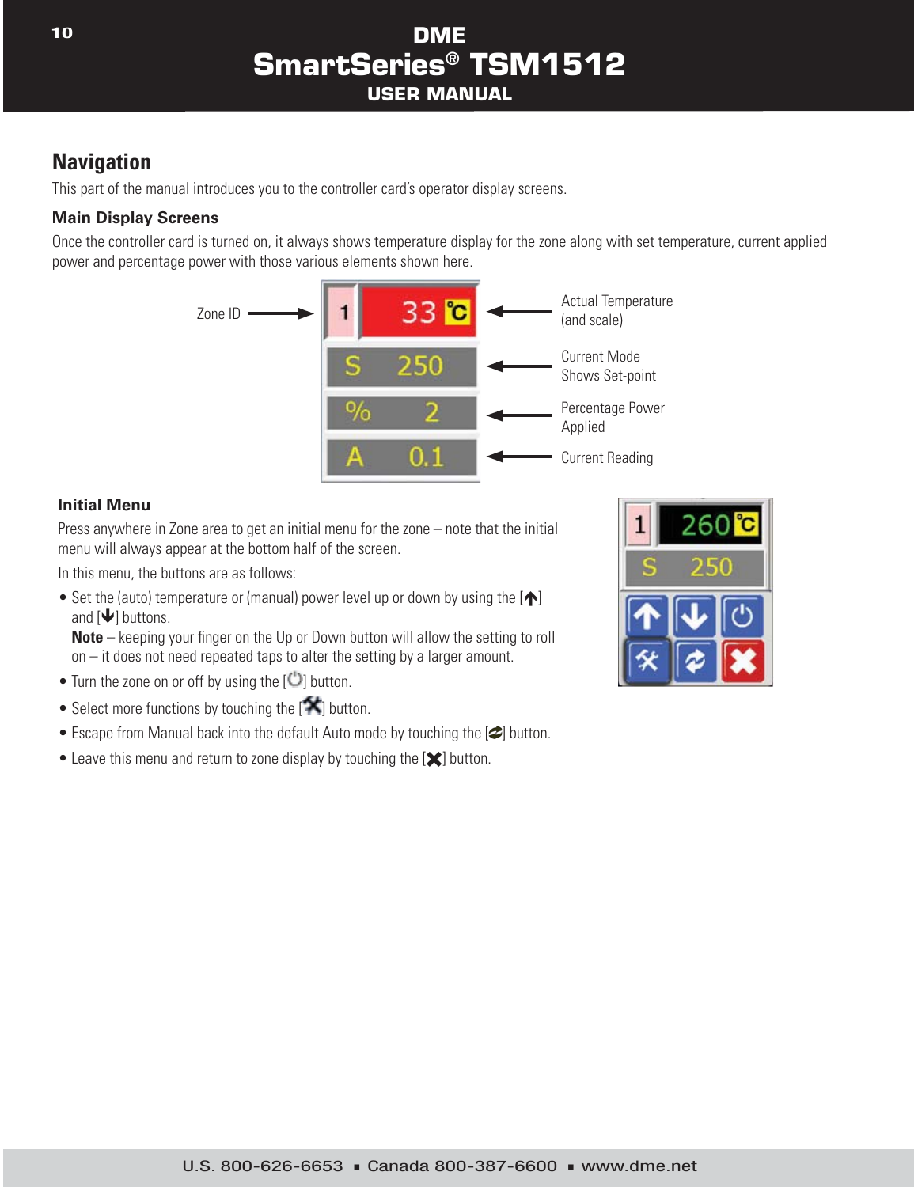## Navigation

This part of the manual introduces you to the controller card's operator display screens.

### Main Display Screens

Once the controller card is turned on, it always shows temperature display for the zone along with set temperature, current applied power and percentage power with those various elements shown here.

Zone ID

Actual Temperature (and scale)

Current Mode Shows Set-point

Percentage Power Applied

Current Reading

### Initial Menu

Press anywhere in Zone area to get an initial menu for the zone – note that the initial menu will always appear at the bottom half of the screen.

In this menu, the buttons are as follows:

- Set the (auto) temperature or (manual) power level up or down by using the [🡅] and [🡇] buttons.
  **Note** – keeping your finger on the Up or Down button will allow the setting to roll on – it does not need repeated taps to alter the setting by a larger amount.
- Turn the zone on or off by using the [⏻] button.
- Select more functions by touching the [⚒] button.
- Escape from Manual back into the default Auto mode by touching the [⇄] button.
- Leave this menu and return to zone display by touching the [✖] button.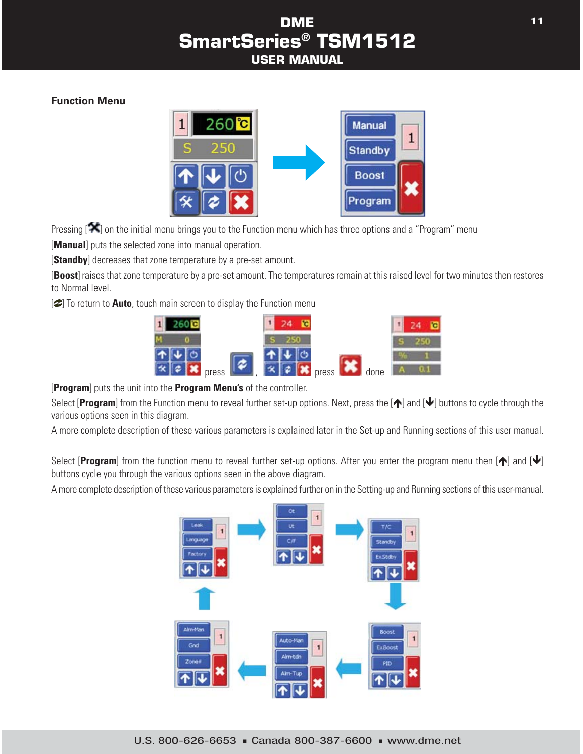## Function Menu

Pressing [✖] on the initial menu brings you to the Function menu which has three options and a "Program" menu

[**Manual**] puts the selected zone into manual operation.

[**Standby**] decreases that zone temperature by a pre-set amount.

[**Boost**] raises that zone temperature by a pre-set amount. The temperatures remain at this raised level for two minutes then restores to Normal level.

[⟳] To return to **Auto**, touch main screen to display the Function menu

press , press done

[**Program**] puts the unit into the **Program Menu's** of the controller.

Select [**Program**] from the Function menu to reveal further set-up options. Next, press the [↑] and [↓] buttons to cycle through the various options seen in this diagram.

A more complete description of these various parameters is explained later in the Set-up and Running sections of this user manual.

Select [**Program**] from the function menu to reveal further set-up options. After you enter the program menu then [↑] and [↓] buttons cycle you through the various options seen in the above diagram.

A more complete description of these various parameters is explained further on in the Setting-up and Running sections of this user-manual.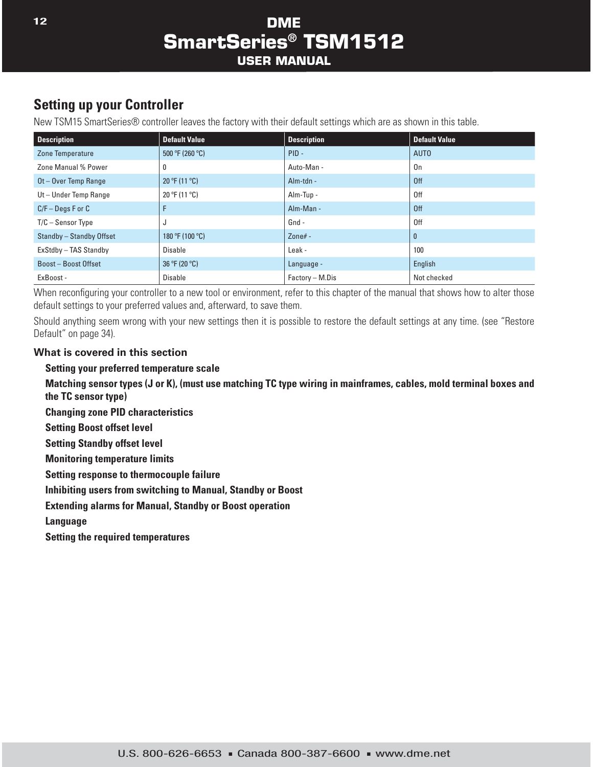## Setting up your Controller

New TSM15 SmartSeries® controller leaves the factory with their default settings which are as shown in this table.

| Description | Default Value | Description | Default Value |
| --- | --- | --- | --- |
| Zone Temperature | 500 °F (260 °C) | PID - | AUTO |
| Zone Manual % Power | 0 | Auto-Man - | On |
| Ot – Over Temp Range | 20 °F (11 °C) | Alm-tdn - | Off |
| Ut – Under Temp Range | 20 °F (11 °C) | Alm-Tup - | Off |
| C/F – Degs F or C | F | Alm-Man - | Off |
| T/C – Sensor Type | J | Gnd - | Off |
| Standby – Standby Offset | 180 °F (100 °C) | Zone# - | 0 |
| ExStdby – TAS Standby | Disable | Leak - | 100 |
| Boost – Boost Offset | 36 °F (20 °C) | Language - | English |
| ExBoost - | Disable | Factory – M.Dis | Not checked |

When reconfiguring your controller to a new tool or environment, refer to this chapter of the manual that shows how to alter those default settings to your preferred values and, afterward, to save them.

Should anything seem wrong with your new settings then it is possible to restore the default settings at any time. (see "Restore Default" on page 34).

### What is covered in this section

**Setting your preferred temperature scale**

**Matching sensor types (J or K), (must use matching TC type wiring in mainframes, cables, mold terminal boxes and the TC sensor type)**

**Changing zone PID characteristics**

**Setting Boost offset level**

**Setting Standby offset level**

**Monitoring temperature limits**

**Setting response to thermocouple failure**

**Inhibiting users from switching to Manual, Standby or Boost**

**Extending alarms for Manual, Standby or Boost operation**

**Language**

**Setting the required temperatures**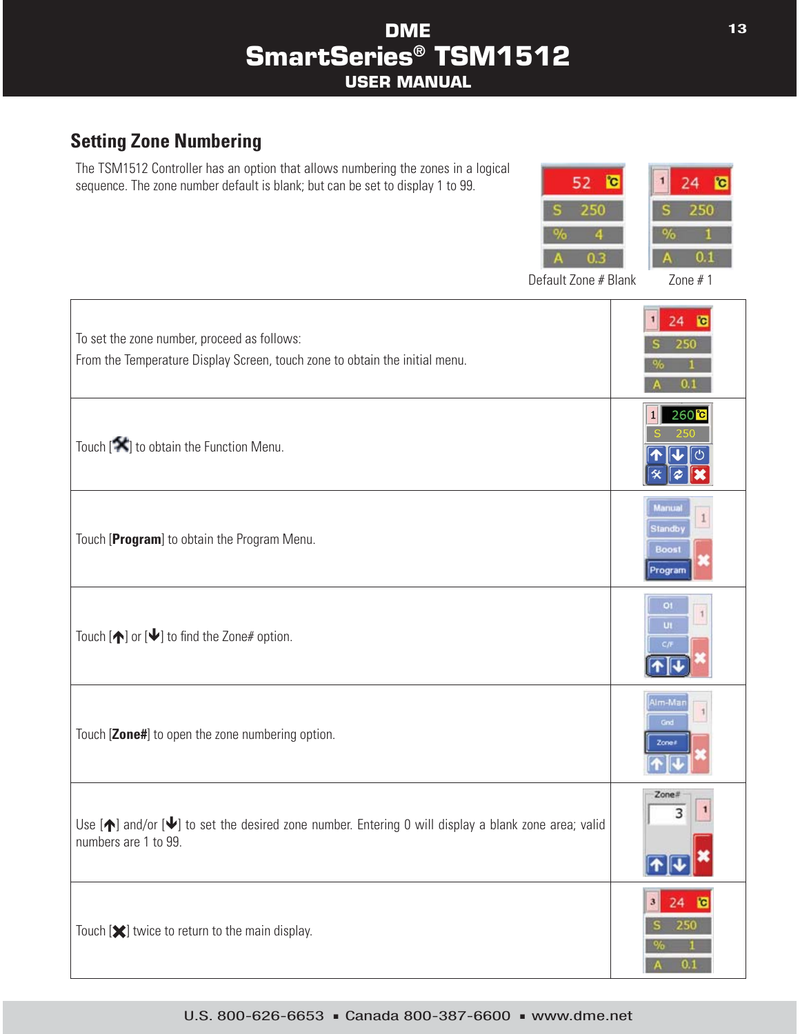## Setting Zone Numbering

The TSM1512 Controller has an option that allows numbering the zones in a logical sequence. The zone number default is blank; but can be set to display 1 to 99.

Default Zone # Blank    Zone # 1

| | |
|---|---|
| To set the zone number, proceed as follows:<br>From the Temperature Display Screen, touch zone to obtain the initial menu. | |
| Touch [✖] to obtain the Function Menu. | |
| Touch [**Program**] to obtain the Program Menu. | |
| Touch [↑] or [↓] to find the Zone# option. | |
| Touch [**Zone#**] to open the zone numbering option. | |
| Use [↑] and/or [↓] to set the desired zone number. Entering 0 will display a blank zone area; valid numbers are 1 to 99. | |
| Touch [✖] twice to return to the main display. | |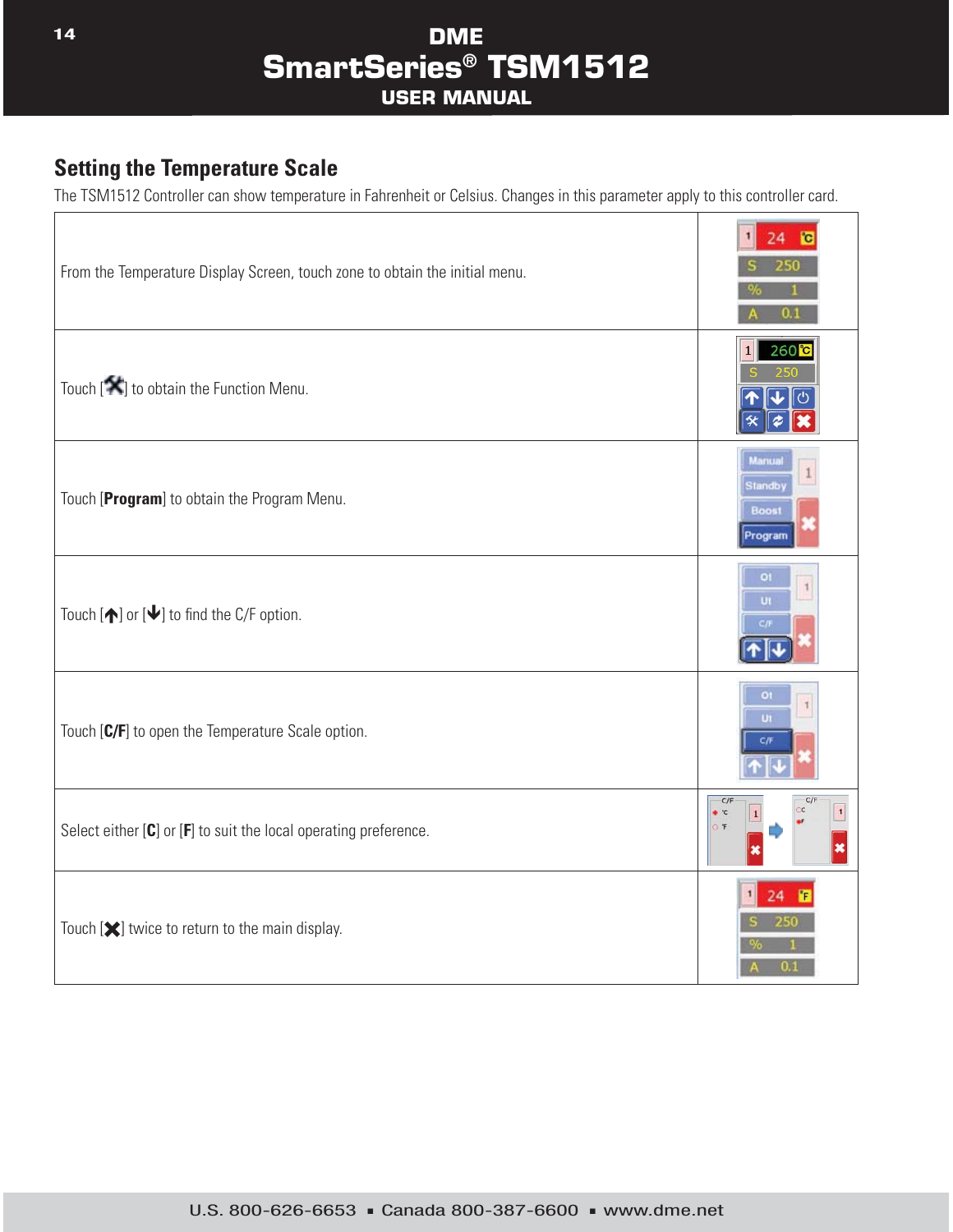## Setting the Temperature Scale

The TSM1512 Controller can show temperature in Fahrenheit or Celsius. Changes in this parameter apply to this controller card.

| | |
|---|---|
| From the Temperature Display Screen, touch zone to obtain the initial menu. | |
| Touch [✖] to obtain the Function Menu. | |
| Touch [**Program**] to obtain the Program Menu. | |
| Touch [↑] or [↓] to find the C/F option. | |
| Touch [**C/F**] to open the Temperature Scale option. | |
| Select either [**C**] or [**F**] to suit the local operating preference. | |
| Touch [✖] twice to return to the main display. | |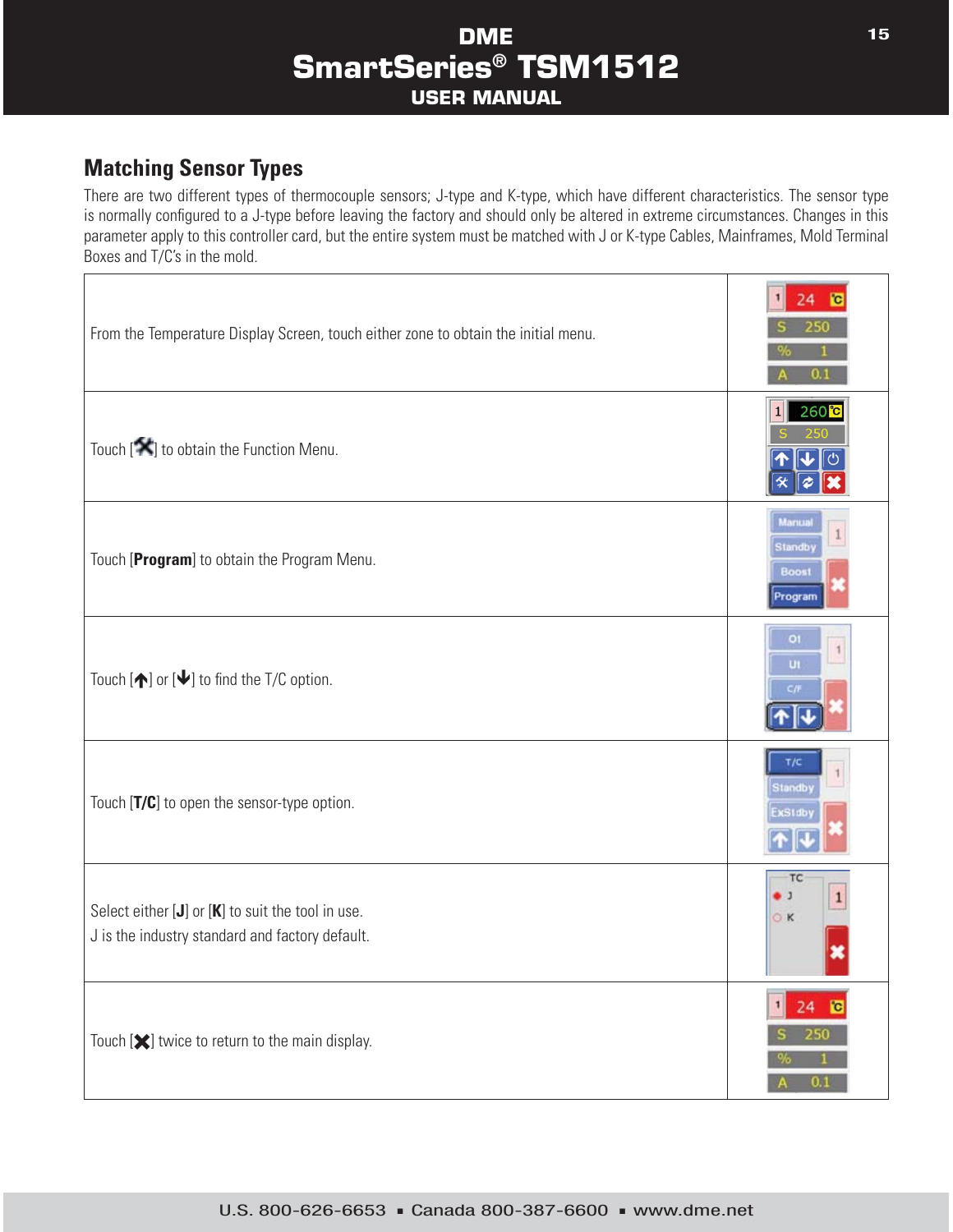## Matching Sensor Types

There are two different types of thermocouple sensors; J-type and K-type, which have different characteristics. The sensor type is normally configured to a J-type before leaving the factory and should only be altered in extreme circumstances. Changes in this parameter apply to this controller card, but the entire system must be matched with J or K-type Cables, Mainframes, Mold Terminal Boxes and T/C's in the mold.

| | |
|---|---|
| From the Temperature Display Screen, touch either zone to obtain the initial menu. | |
| Touch [ ] to obtain the Function Menu. | |
| Touch [**Program**] to obtain the Program Menu. | |
| Touch [↑] or [↓] to find the T/C option. | |
| Touch [**T/C**] to open the sensor-type option. | |
| Select either [**J**] or [**K**] to suit the tool in use.<br>J is the industry standard and factory default. | |
| Touch [✖] twice to return to the main display. | |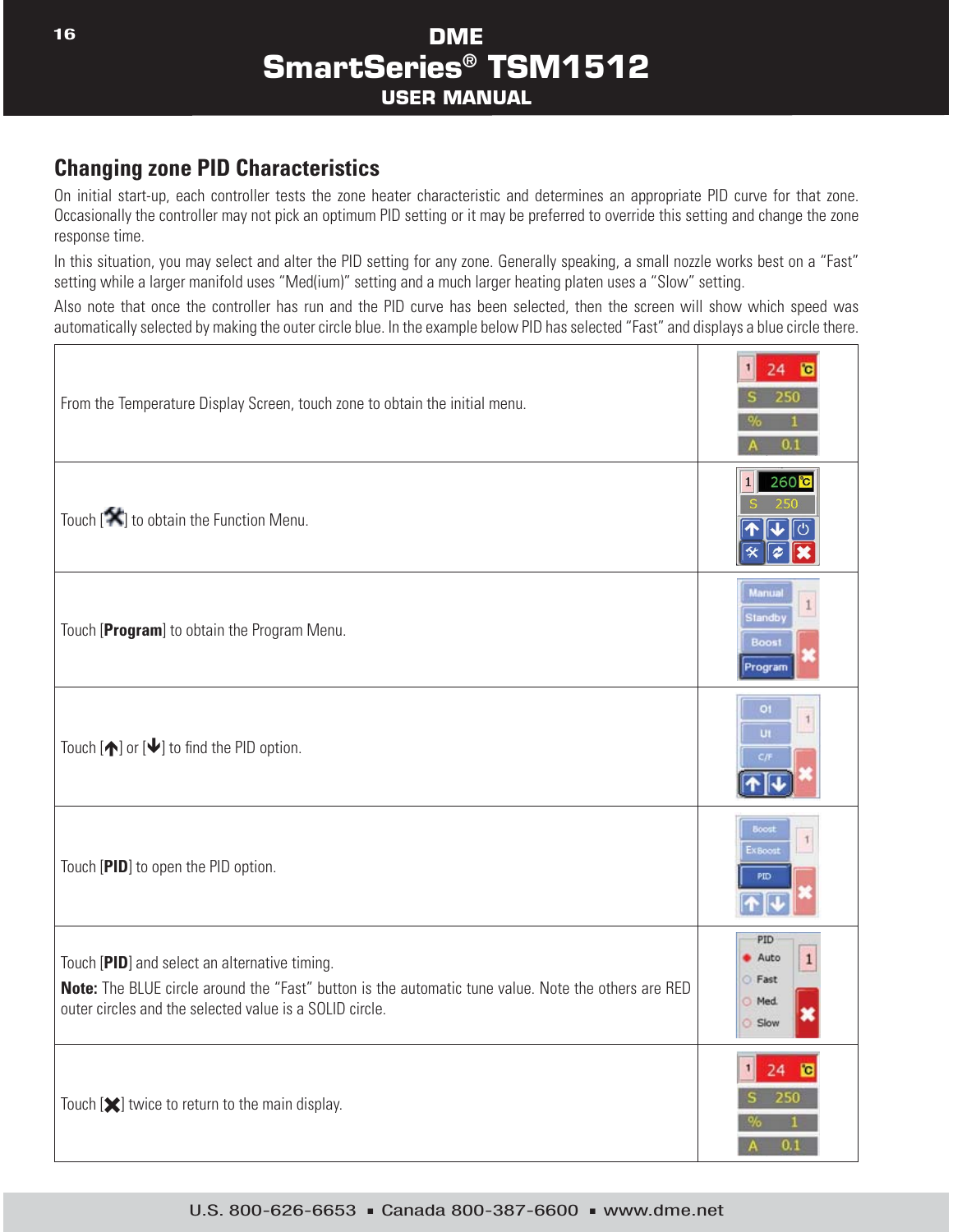## Changing zone PID Characteristics

On initial start-up, each controller tests the zone heater characteristic and determines an appropriate PID curve for that zone. Occasionally the controller may not pick an optimum PID setting or it may be preferred to override this setting and change the zone response time.

In this situation, you may select and alter the PID setting for any zone. Generally speaking, a small nozzle works best on a "Fast" setting while a larger manifold uses "Med(ium)" setting and a much larger heating platen uses a "Slow" setting.

Also note that once the controller has run and the PID curve has been selected, then the screen will show which speed was automatically selected by making the outer circle blue. In the example below PID has selected "Fast" and displays a blue circle there.

| | |
|---|---|
| From the Temperature Display Screen, touch zone to obtain the initial menu. | |
| Touch [🛠] to obtain the Function Menu. | |
| Touch [**Program**] to obtain the Program Menu. | |
| Touch [🡅] or [🡇] to find the PID option. | |
| Touch [**PID**] to open the PID option. | |
| Touch [**PID**] and select an alternative timing.<br>**Note:** The BLUE circle around the "Fast" button is the automatic tune value. Note the others are RED outer circles and the selected value is a SOLID circle. | |
| Touch [✖] twice to return to the main display. | |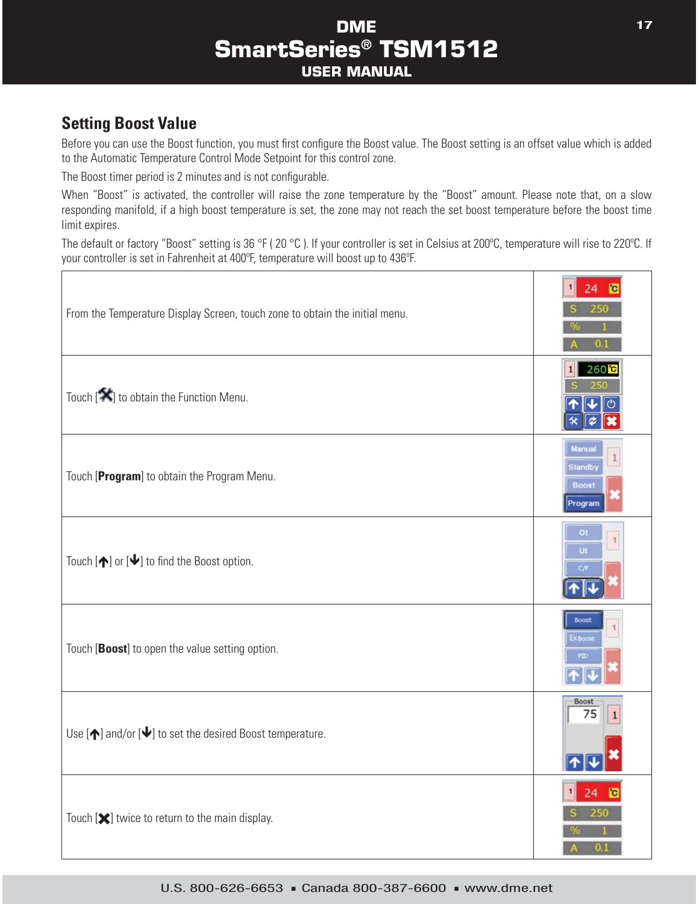## Setting Boost Value

Before you can use the Boost function, you must first configure the Boost value. The Boost setting is an offset value which is added to the Automatic Temperature Control Mode Setpoint for this control zone.

The Boost timer period is 2 minutes and is not configurable.

When "Boost" is activated, the controller will raise the zone temperature by the "Boost" amount. Please note that, on a slow responding manifold, if a high boost temperature is set, the zone may not reach the set boost temperature before the boost time limit expires.

The default or factory "Boost" setting is 36 °F ( 20 °C ). If your controller is set in Celsius at 200ºC, temperature will rise to 220ºC. If your controller is set in Fahrenheit at 400ºF, temperature will boost up to 436ºF.

| | |
|---|---|
| From the Temperature Display Screen, touch zone to obtain the initial menu. | |
| Touch [✖] to obtain the Function Menu. | |
| Touch [**Program**] to obtain the Program Menu. | |
| Touch [↑] or [↓] to find the Boost option. | |
| Touch [**Boost**] to open the value setting option. | |
| Use [↑] and/or [↓] to set the desired Boost temperature. | |
| Touch [✖] twice to return to the main display. | |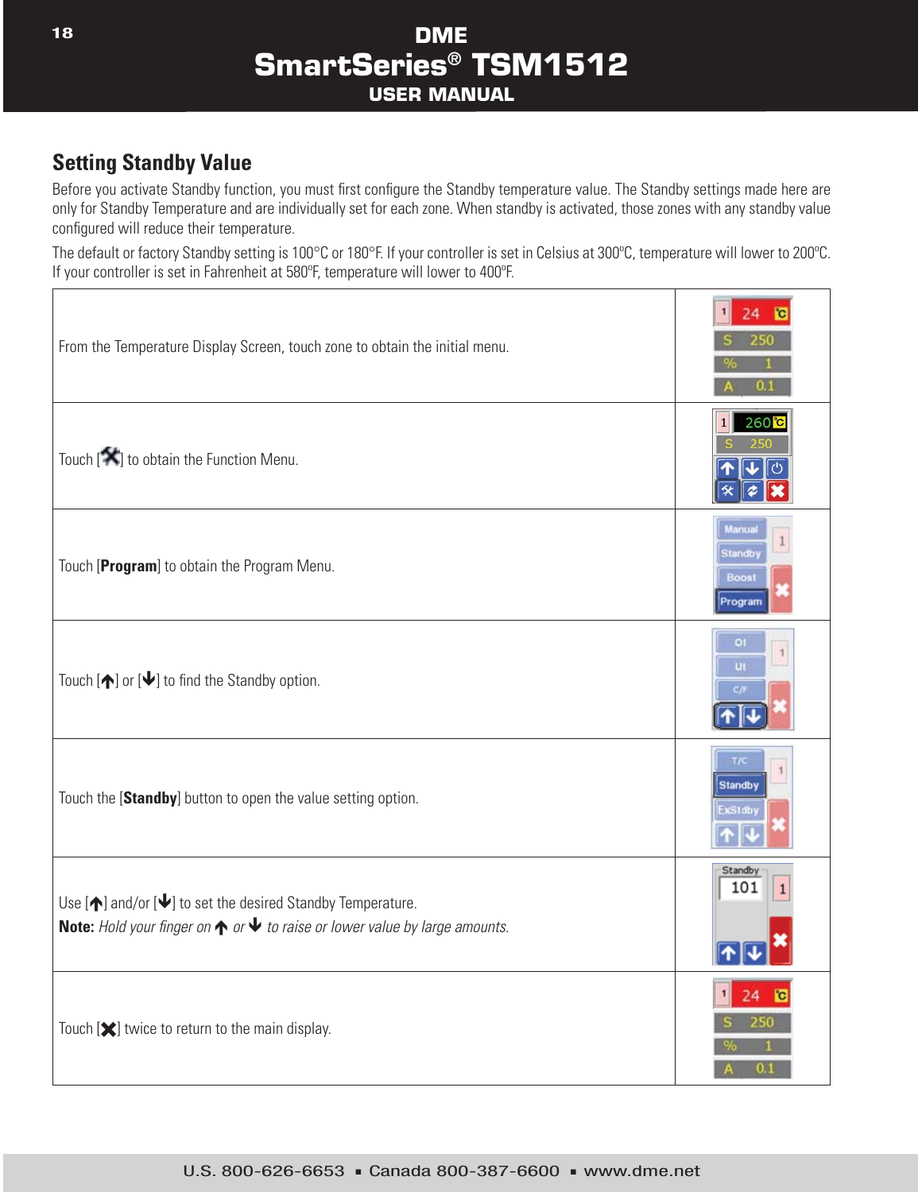## Setting Standby Value

Before you activate Standby function, you must first configure the Standby temperature value. The Standby settings made here are only for Standby Temperature and are individually set for each zone. When standby is activated, those zones with any standby value configured will reduce their temperature.

The default or factory Standby setting is 100°C or 180°F. If your controller is set in Celsius at 300ºC, temperature will lower to 200ºC. If your controller is set in Fahrenheit at 580ºF, temperature will lower to 400ºF.

| | |
|---|---|
| From the Temperature Display Screen, touch zone to obtain the initial menu. | |
| Touch [🛠] to obtain the Function Menu. | |
| Touch [**Program**] to obtain the Program Menu. | |
| Touch [🡅] or [🡇] to find the Standby option. | |
| Touch the [**Standby**] button to open the value setting option. | |
| Use [🡅] and/or [🡇] to set the desired Standby Temperature.<br>**Note:** *Hold your finger on 🡅 or 🡇 to raise or lower value by large amounts.* | |
| Touch [✖] twice to return to the main display. | |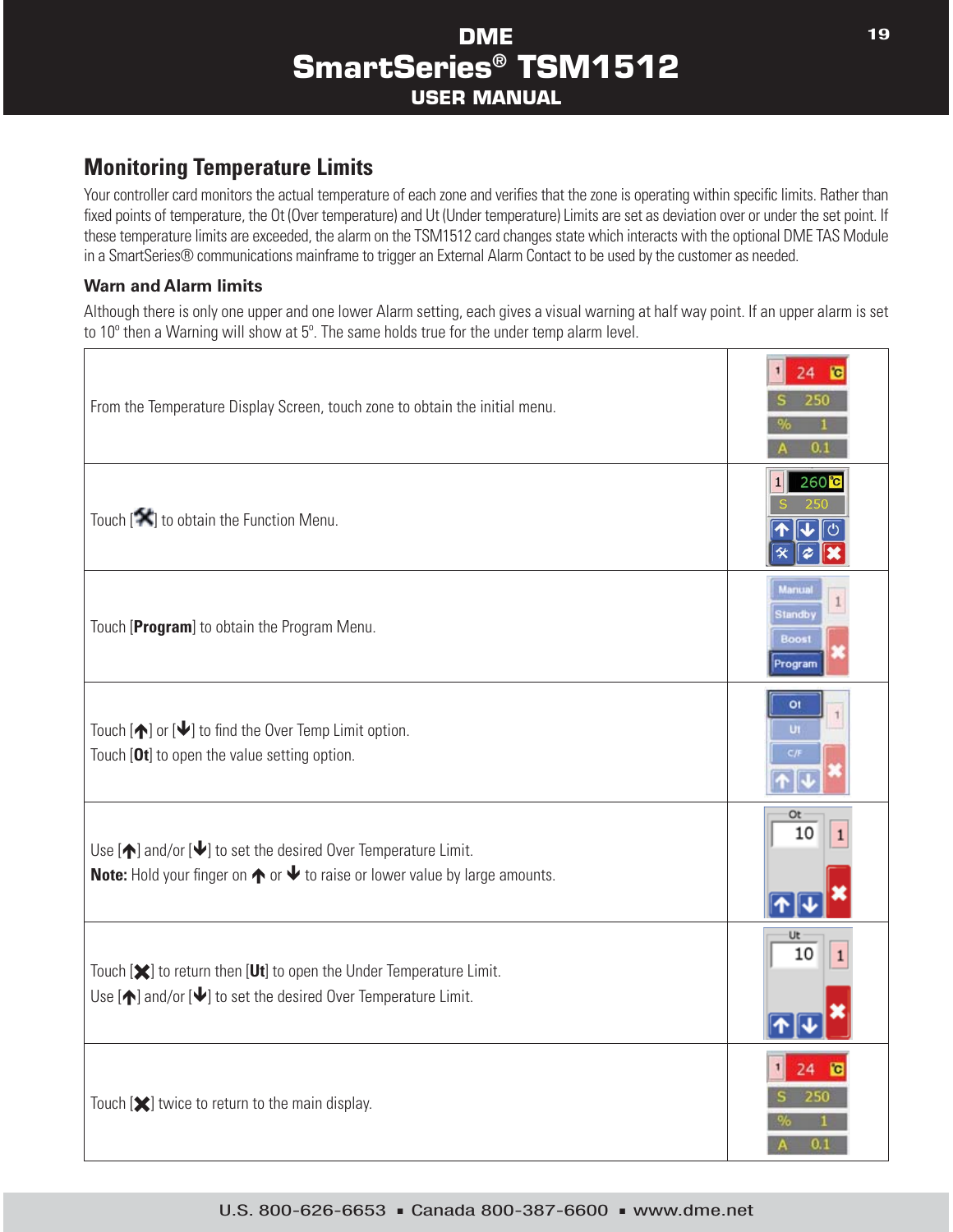## Monitoring Temperature Limits

Your controller card monitors the actual temperature of each zone and verifies that the zone is operating within specific limits. Rather than fixed points of temperature, the Ot (Over temperature) and Ut (Under temperature) Limits are set as deviation over or under the set point. If these temperature limits are exceeded, the alarm on the TSM1512 card changes state which interacts with the optional DME TAS Module in a SmartSeries® communications mainframe to trigger an External Alarm Contact to be used by the customer as needed.

### Warn and Alarm limits

Although there is only one upper and one lower Alarm setting, each gives a visual warning at half way point. If an upper alarm is set to 10º then a Warning will show at 5º. The same holds true for the under temp alarm level.

| | |
|---|---|
| From the Temperature Display Screen, touch zone to obtain the initial menu. | 1 24 °C / S 250 / % 1 / A 0.1 |
| Touch [🛠] to obtain the Function Menu. | 1 260 °C / S 250 |
| Touch [**Program**] to obtain the Program Menu. | Manual / Standby / Boost / Program |
| Touch [🡅] or [🡇] to find the Over Temp Limit option.<br>Touch [**Ot**] to open the value setting option. | Ot / Ut / C/F |
| Use [🡅] and/or [🡇] to set the desired Over Temperature Limit.<br>**Note:** Hold your finger on 🡅 or 🡇 to raise or lower value by large amounts. | Ot 10 |
| Touch [✖] to return then [**Ut**] to open the Under Temperature Limit.<br>Use [🡅] and/or [🡇] to set the desired Over Temperature Limit. | Ut 10 |
| Touch [✖] twice to return to the main display. | 1 24 °C / S 250 / % 1 / A 0.1 |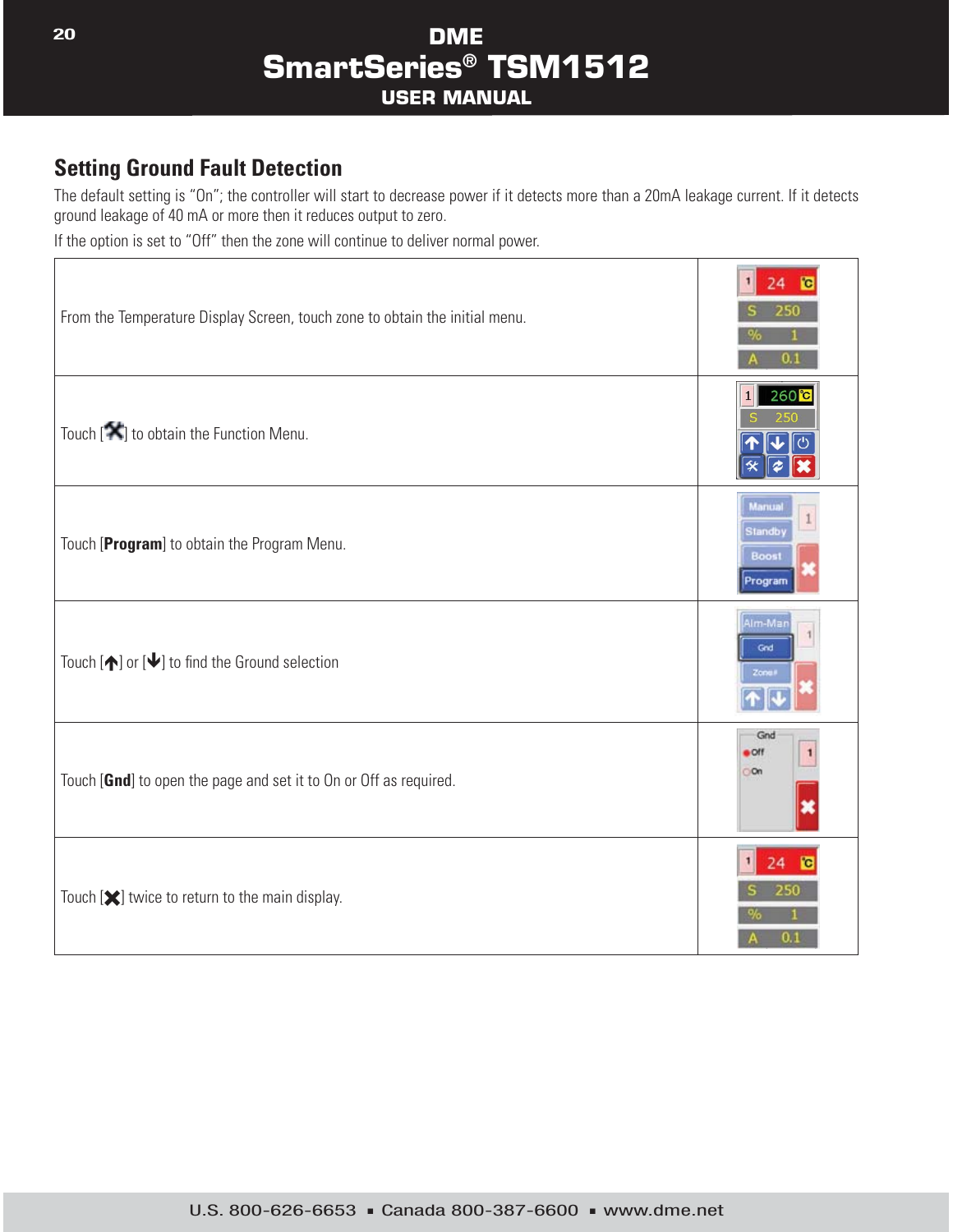## Setting Ground Fault Detection

The default setting is "On"; the controller will start to decrease power if it detects more than a 20mA leakage current. If it detects ground leakage of 40 mA or more then it reduces output to zero.

If the option is set to "Off" then the zone will continue to deliver normal power.

| | |
|---|---|
| From the Temperature Display Screen, touch zone to obtain the initial menu. | |
| Touch [🛠] to obtain the Function Menu. | |
| Touch [**Program**] to obtain the Program Menu. | |
| Touch [🡅] or [🡇] to find the Ground selection | |
| Touch [**Gnd**] to open the page and set it to On or Off as required. | |
| Touch [✖] twice to return to the main display. | |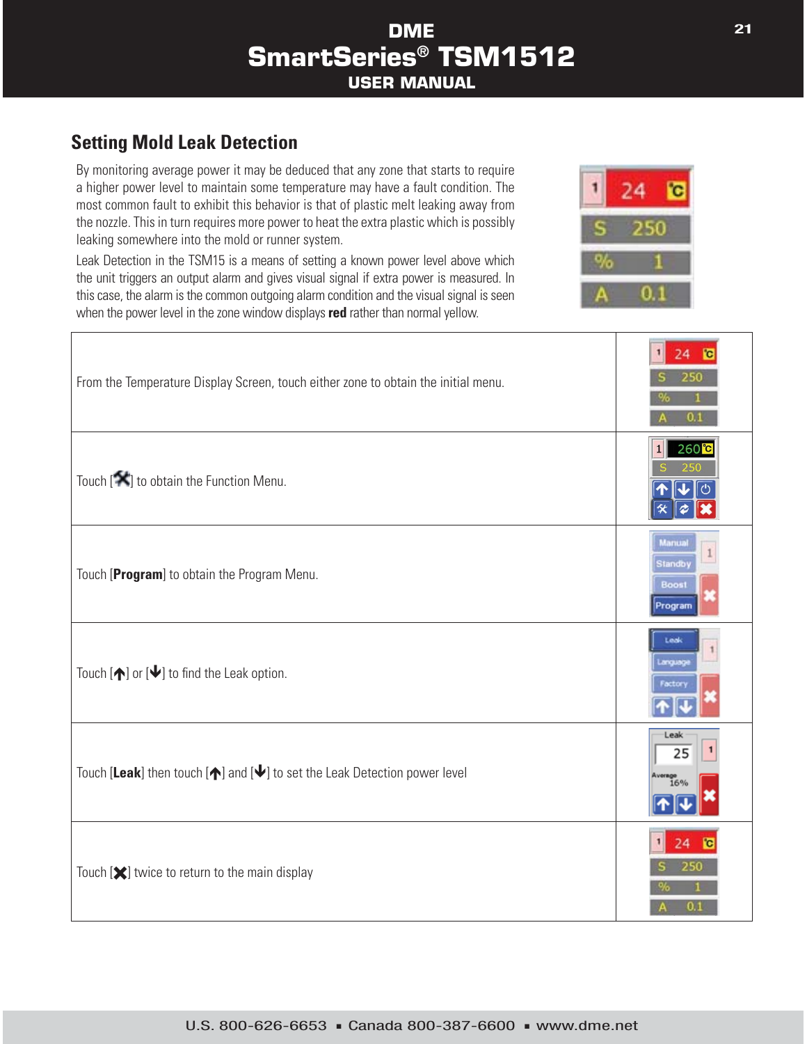## Setting Mold Leak Detection

By monitoring average power it may be deduced that any zone that starts to require a higher power level to maintain some temperature may have a fault condition. The most common fault to exhibit this behavior is that of plastic melt leaking away from the nozzle. This in turn requires more power to heat the extra plastic which is possibly leaking somewhere into the mold or runner system.

Leak Detection in the TSM15 is a means of setting a known power level above which the unit triggers an output alarm and gives visual signal if extra power is measured. In this case, the alarm is the common outgoing alarm condition and the visual signal is seen when the power level in the zone window displays **red** rather than normal yellow.

| | |
|---|---|
| From the Temperature Display Screen, touch either zone to obtain the initial menu. | |
| Touch [✖] to obtain the Function Menu. | |
| Touch [**Program**] to obtain the Program Menu. | |
| Touch [↑] or [↓] to find the Leak option. | |
| Touch [**Leak**] then touch [↑] and [↓] to set the Leak Detection power level | |
| Touch [✖] twice to return to the main display | |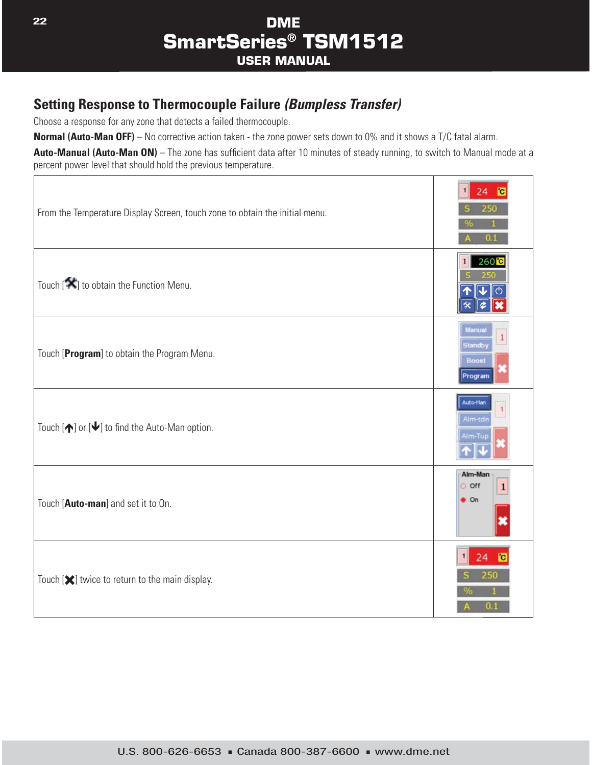## Setting Response to Thermocouple Failure *(Bumpless Transfer)*

Choose a response for any zone that detects a failed thermocouple.

**Normal (Auto-Man OFF)** – No corrective action taken - the zone power sets down to 0% and it shows a T/C fatal alarm.

**Auto-Manual (Auto-Man ON)** – The zone has sufficient data after 10 minutes of steady running, to switch to Manual mode at a percent power level that should hold the previous temperature.

| | |
|---|---|
| From the Temperature Display Screen, touch zone to obtain the initial menu. | |
| Touch [🛠] to obtain the Function Menu. | |
| Touch [**Program**] to obtain the Program Menu. | |
| Touch [🡅] or [🡇] to find the Auto-Man option. | |
| Touch [**Auto-man**] and set it to On. | |
| Touch [✖] twice to return to the main display. | |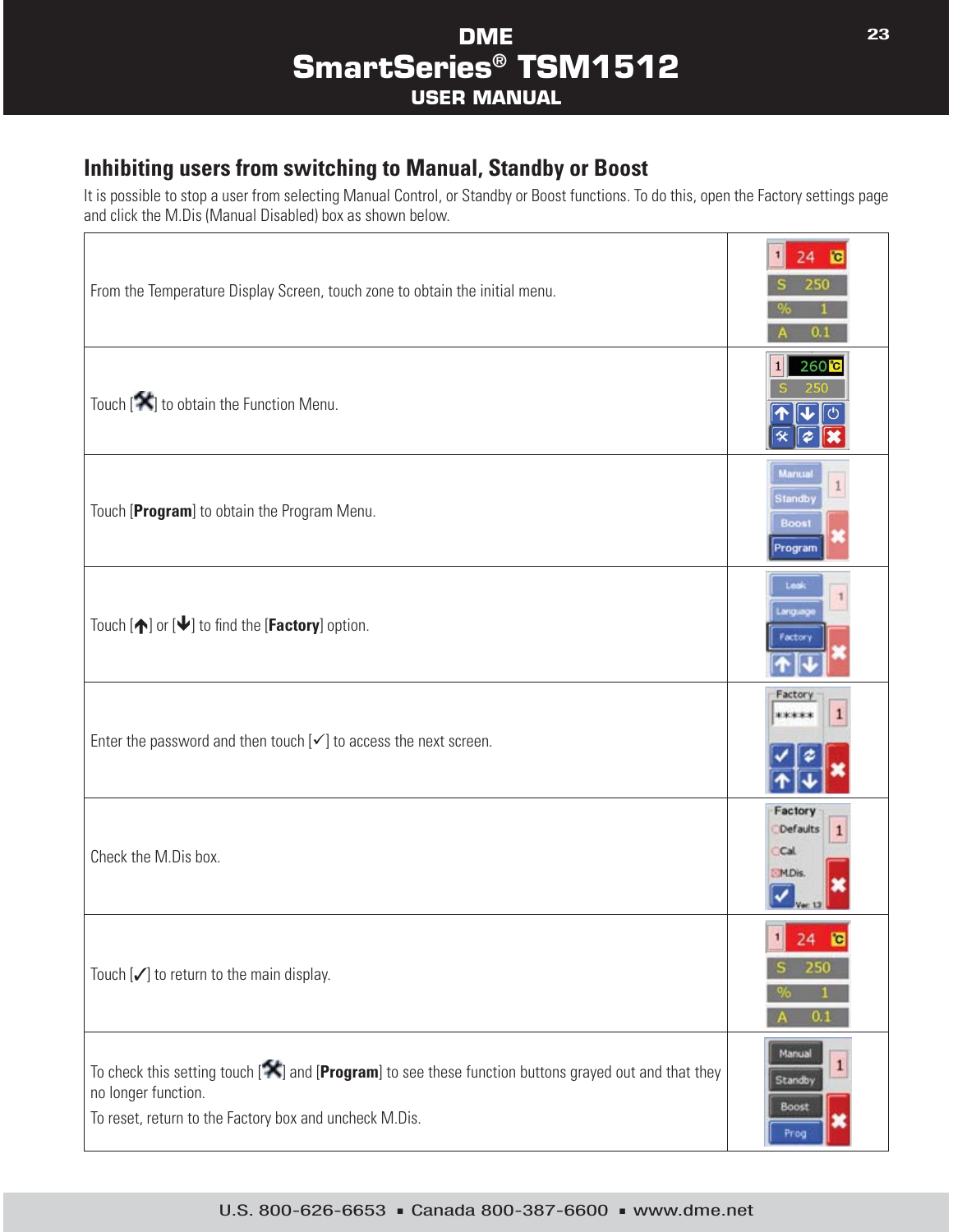## Inhibiting users from switching to Manual, Standby or Boost

It is possible to stop a user from selecting Manual Control, or Standby or Boost functions. To do this, open the Factory settings page and click the M.Dis (Manual Disabled) box as shown below.

| | |
|---|---|
| From the Temperature Display Screen, touch zone to obtain the initial menu. | |
| Touch [🛠] to obtain the Function Menu. | |
| Touch [**Program**] to obtain the Program Menu. | |
| Touch [🡅] or [🡇] to find the [**Factory**] option. | |
| Enter the password and then touch [✓] to access the next screen. | |
| Check the M.Dis box. | |
| Touch [✓] to return to the main display. | |
| To check this setting touch [🛠] and [**Program**] to see these function buttons grayed out and that they no longer function.<br>To reset, return to the Factory box and uncheck M.Dis. | |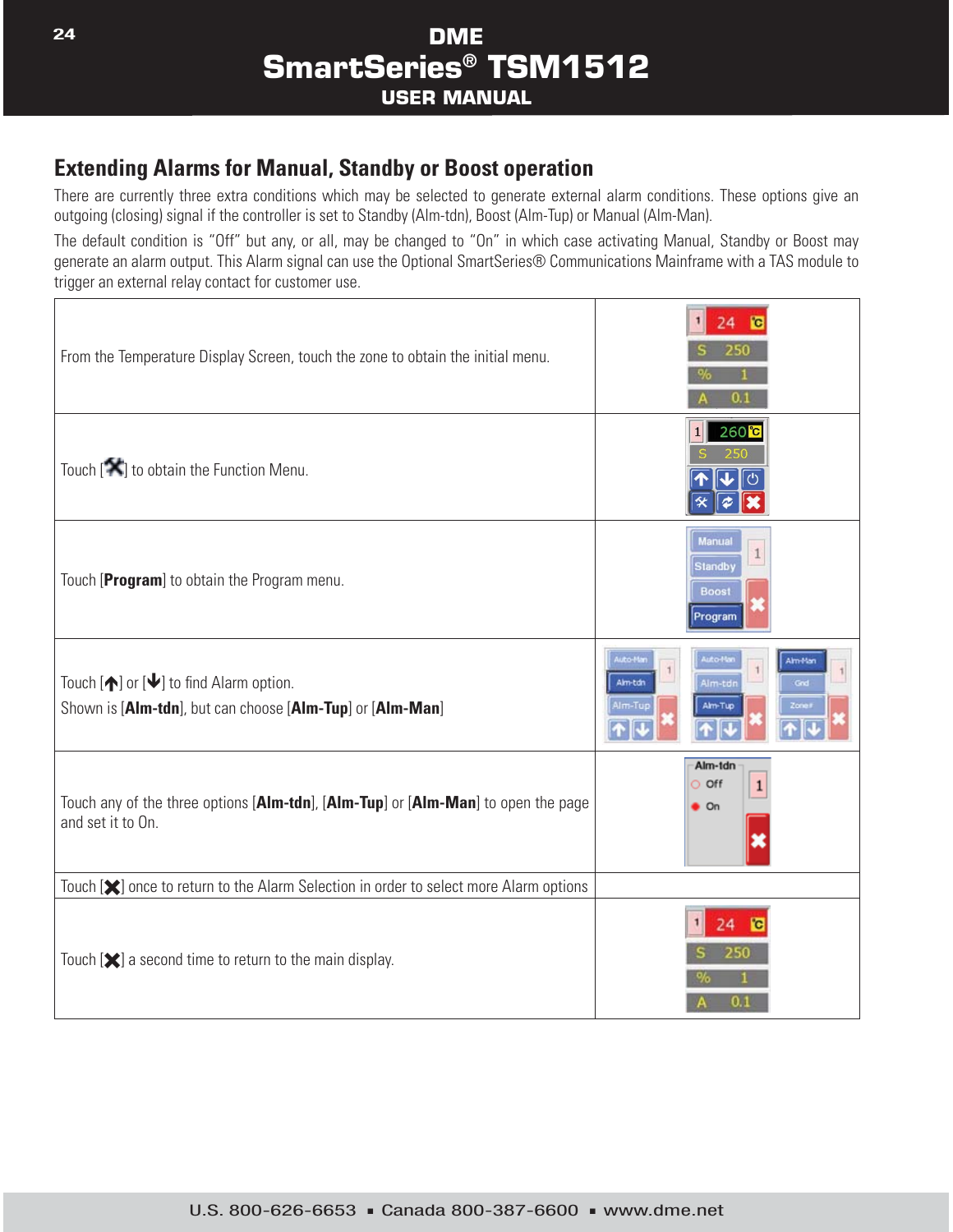## Extending Alarms for Manual, Standby or Boost operation

There are currently three extra conditions which may be selected to generate external alarm conditions. These options give an outgoing (closing) signal if the controller is set to Standby (Alm-tdn), Boost (Alm-Tup) or Manual (Alm-Man).

The default condition is "Off" but any, or all, may be changed to "On" in which case activating Manual, Standby or Boost may generate an alarm output. This Alarm signal can use the Optional SmartSeries® Communications Mainframe with a TAS module to trigger an external relay contact for customer use.

| | |
|---|---|
| From the Temperature Display Screen, touch the zone to obtain the initial menu. | |
| Touch [✖] to obtain the Function Menu. | |
| Touch [**Program**] to obtain the Program menu. | |
| Touch [🡅] or [🡇] to find Alarm option.<br>Shown is [**Alm-tdn**], but can choose [**Alm-Tup**] or [**Alm-Man**] | |
| Touch any of the three options [**Alm-tdn**], [**Alm-Tup**] or [**Alm-Man**] to open the page and set it to On. | |
| Touch [✖] once to return to the Alarm Selection in order to select more Alarm options | |
| Touch [✖] a second time to return to the main display. | |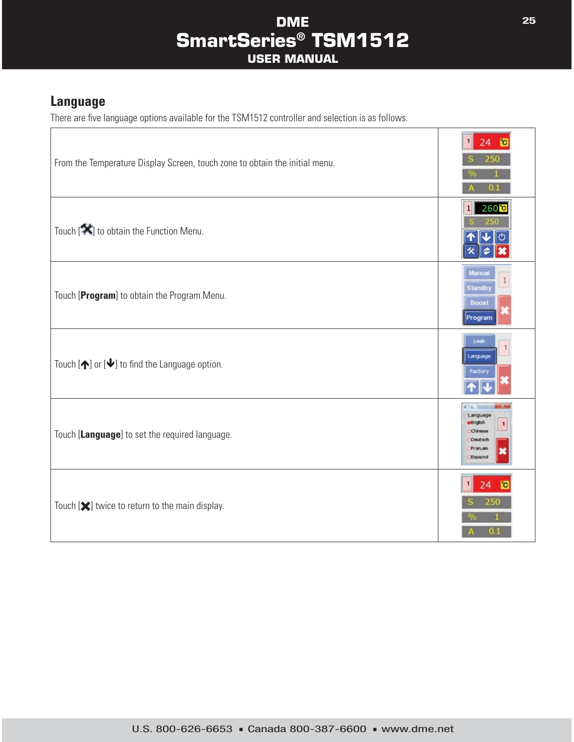## Language

There are five language options available for the TSM1512 controller and selection is as follows.

| | |
|---|---|
| From the Temperature Display Screen, touch zone to obtain the initial menu. | |
| Touch [🛠] to obtain the Function Menu. | |
| Touch [**Program**] to obtain the Program Menu. | |
| Touch [🡅] or [🡇] to find the Language option. | |
| Touch [**Language**] to set the required language. | |
| Touch [✖] twice to return to the main display. | |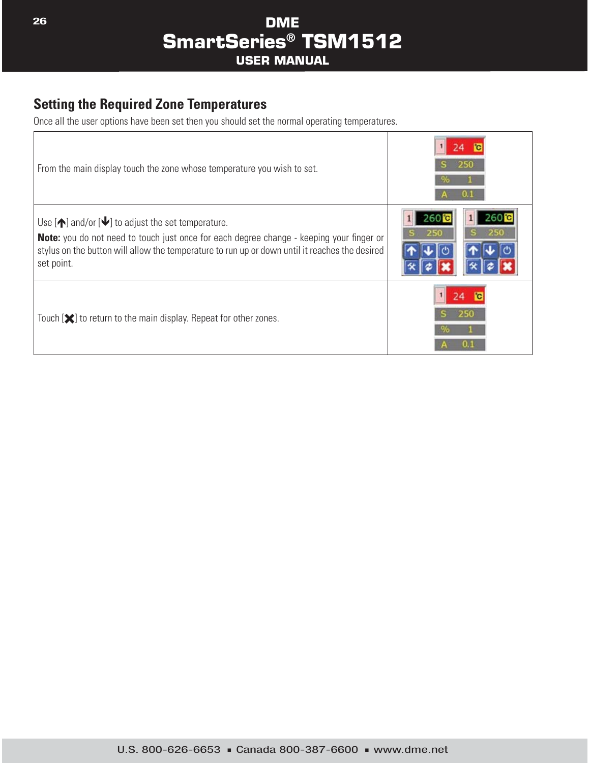## Setting the Required Zone Temperatures

Once all the user options have been set then you should set the normal operating temperatures.

| | |
|---|---|
| From the main display touch the zone whose temperature you wish to set. | |
| Use [↑] and/or [↓] to adjust the set temperature.<br>**Note:** you do not need to touch just once for each degree change - keeping your finger or stylus on the button will allow the temperature to run up or down until it reaches the desired set point. | |
| Touch [✖] to return to the main display. Repeat for other zones. | |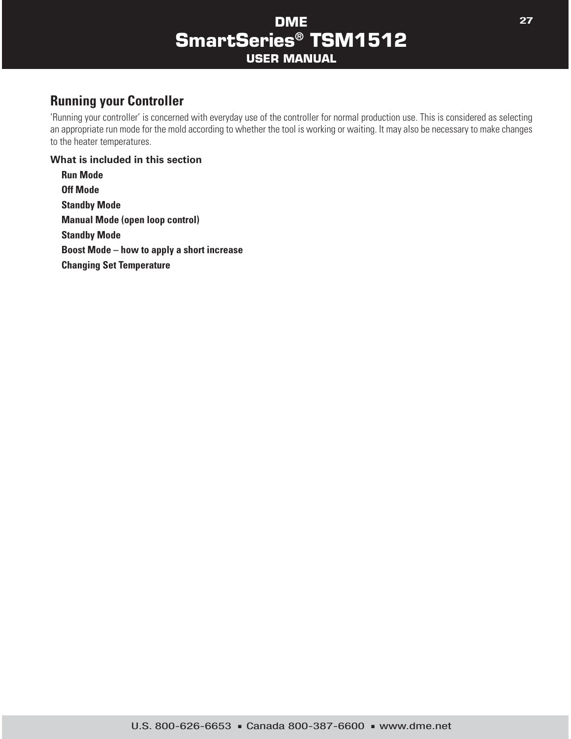## Running your Controller

'Running your controller' is concerned with everyday use of the controller for normal production use. This is considered as selecting an appropriate run mode for the mold according to whether the tool is working or waiting. It may also be necessary to make changes to the heater temperatures.

### What is included in this section

- **Run Mode**
- **Off Mode**
- **Standby Mode**
- **Manual Mode (open loop control)**
- **Standby Mode**
- **Boost Mode – how to apply a short increase**
- **Changing Set Temperature**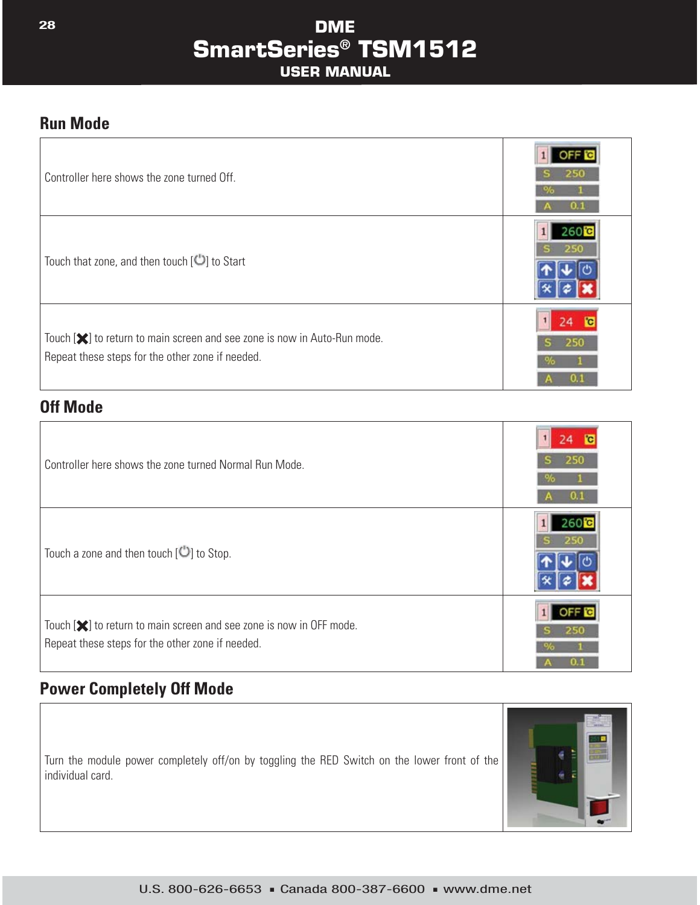## Run Mode

| | |
|---|---|
| Controller here shows the zone turned Off. | |
| Touch that zone, and then touch [⏻] to Start | |
| Touch [✖] to return to main screen and see zone is now in Auto-Run mode.<br>Repeat these steps for the other zone if needed. | |

## Off Mode

| | |
|---|---|
| Controller here shows the zone turned Normal Run Mode. | |
| Touch a zone and then touch [⏻] to Stop. | |
| Touch [✖] to return to main screen and see zone is now in OFF mode.<br>Repeat these steps for the other zone if needed. | |

## Power Completely Off Mode

| | |
|---|---|
| Turn the module power completely off/on by toggling the RED Switch on the lower front of the individual card. | |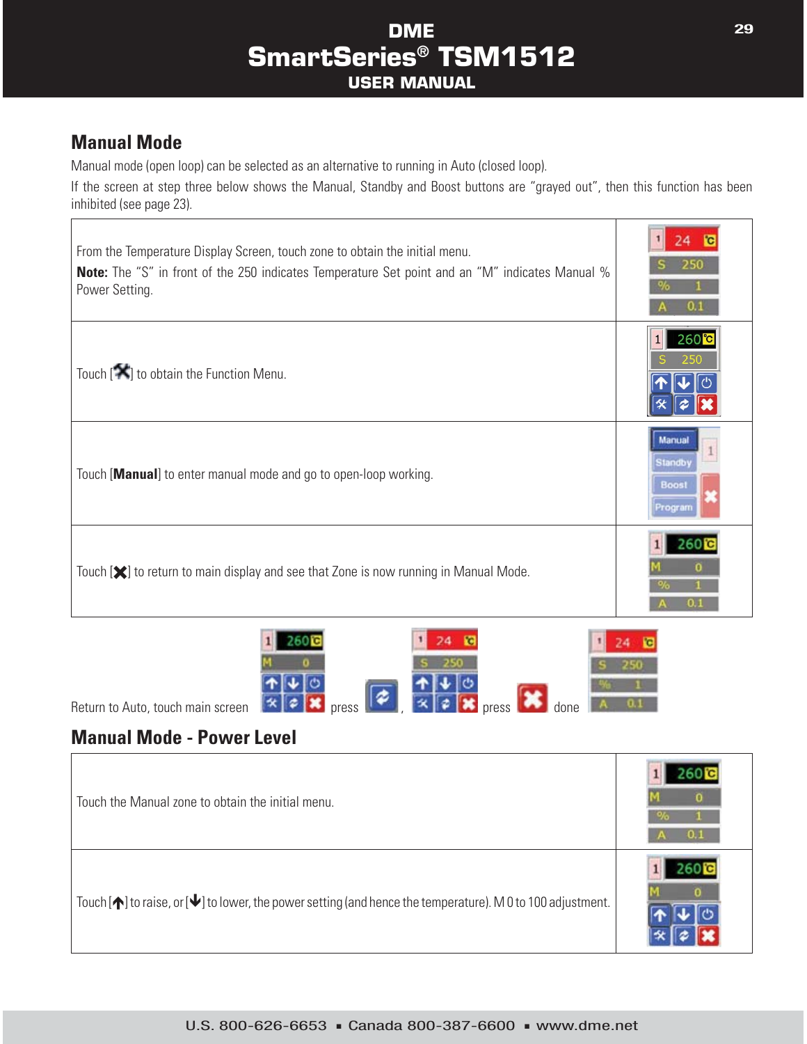## Manual Mode

Manual mode (open loop) can be selected as an alternative to running in Auto (closed loop).

If the screen at step three below shows the Manual, Standby and Boost buttons are "grayed out", then this function has been inhibited (see page 23).

| | |
|---|---|
| From the Temperature Display Screen, touch zone to obtain the initial menu.<br>**Note:** The "S" in front of the 250 indicates Temperature Set point and an "M" indicates Manual % Power Setting. | |
| Touch [ ] to obtain the Function Menu. | |
| Touch [**Manual**] to enter manual mode and go to open-loop working. | |
| Touch [ ] to return to main display and see that Zone is now running in Manual Mode. | |

Return to Auto, touch main screen press , press done

## Manual Mode - Power Level

| | |
|---|---|
| Touch the Manual zone to obtain the initial menu. | |
| Touch [ ] to raise, or [ ] to lower, the power setting (and hence the temperature). M 0 to 100 adjustment. | |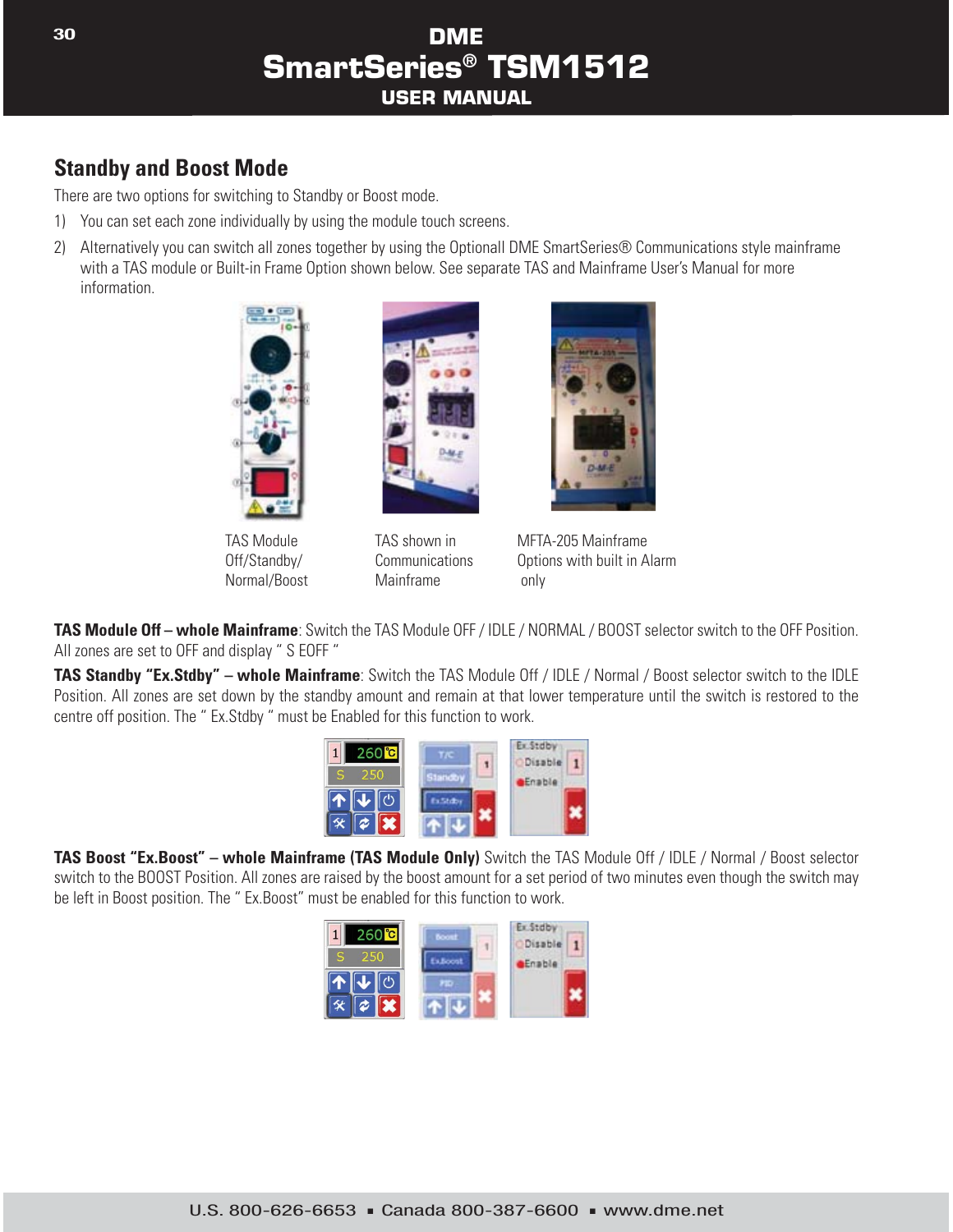## Standby and Boost Mode

There are two options for switching to Standby or Boost mode.

1) You can set each zone individually by using the module touch screens.
2) Alternatively you can switch all zones together by using the Optionall DME SmartSeries® Communications style mainframe with a TAS module or Built-in Frame Option shown below. See separate TAS and Mainframe User's Manual for more information.

TAS Module Off/Standby/ Normal/Boost

TAS shown in Communications Mainframe

MFTA-205 Mainframe Options with built in Alarm only

**TAS Module Off – whole Mainframe**: Switch the TAS Module OFF / IDLE / NORMAL / BOOST selector switch to the OFF Position. All zones are set to OFF and display " S EOFF "

**TAS Standby "Ex.Stdby" – whole Mainframe**: Switch the TAS Module Off / IDLE / Normal / Boost selector switch to the IDLE Position. All zones are set down by the standby amount and remain at that lower temperature until the switch is restored to the centre off position. The " Ex.Stdby " must be Enabled for this function to work.

**TAS Boost "Ex.Boost" – whole Mainframe (TAS Module Only)** Switch the TAS Module Off / IDLE / Normal / Boost selector switch to the BOOST Position. All zones are raised by the boost amount for a set period of two minutes even though the switch may be left in Boost position. The " Ex.Boost" must be enabled for this function to work.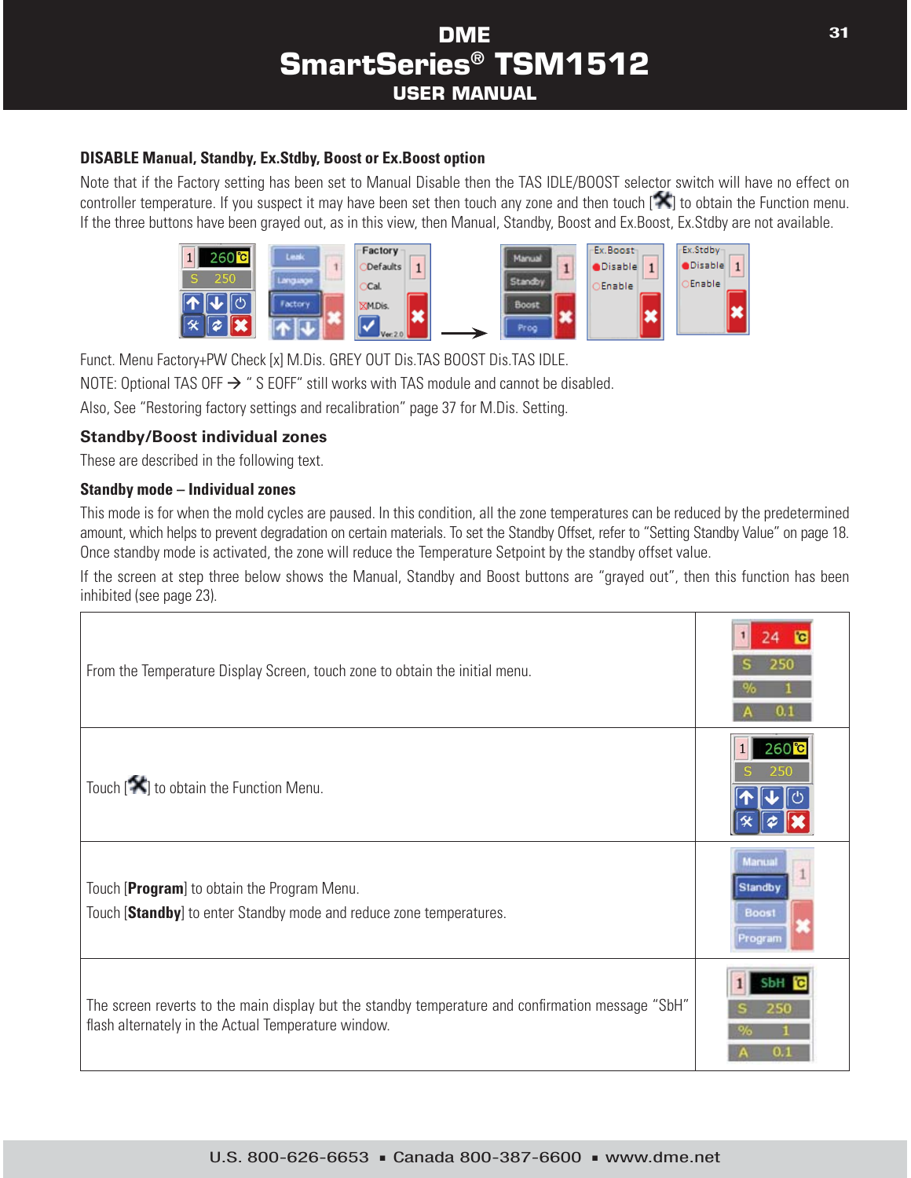### DISABLE Manual, Standby, Ex.Stdby, Boost or Ex.Boost option

Note that if the Factory setting has been set to Manual Disable then the TAS IDLE/BOOST selector switch will have no effect on controller temperature. If you suspect it may have been set then touch any zone and then touch [ ] to obtain the Function menu. If the three buttons have been grayed out, as in this view, then Manual, Standby, Boost and Ex.Boost, Ex.Stdby are not available.

Funct. Menu Factory+PW Check [x] M.Dis. GREY OUT Dis.TAS BOOST Dis.TAS IDLE.

NOTE: Optional TAS OFF → " S EOFF" still works with TAS module and cannot be disabled.

Also, See "Restoring factory settings and recalibration" page 37 for M.Dis. Setting.

## Standby/Boost individual zones

These are described in the following text.

### Standby mode – Individual zones

This mode is for when the mold cycles are paused. In this condition, all the zone temperatures can be reduced by the predetermined amount, which helps to prevent degradation on certain materials. To set the Standby Offset, refer to "Setting Standby Value" on page 18. Once standby mode is activated, the zone will reduce the Temperature Setpoint by the standby offset value.

If the screen at step three below shows the Manual, Standby and Boost buttons are "grayed out", then this function has been inhibited (see page 23).

| | |
|---|---|
| From the Temperature Display Screen, touch zone to obtain the initial menu. | |
| Touch [ ] to obtain the Function Menu. | |
| Touch **[Program]** to obtain the Program Menu.<br>Touch **[Standby]** to enter Standby mode and reduce zone temperatures. | |
| The screen reverts to the main display but the standby temperature and confirmation message "SbH" flash alternately in the Actual Temperature window. | |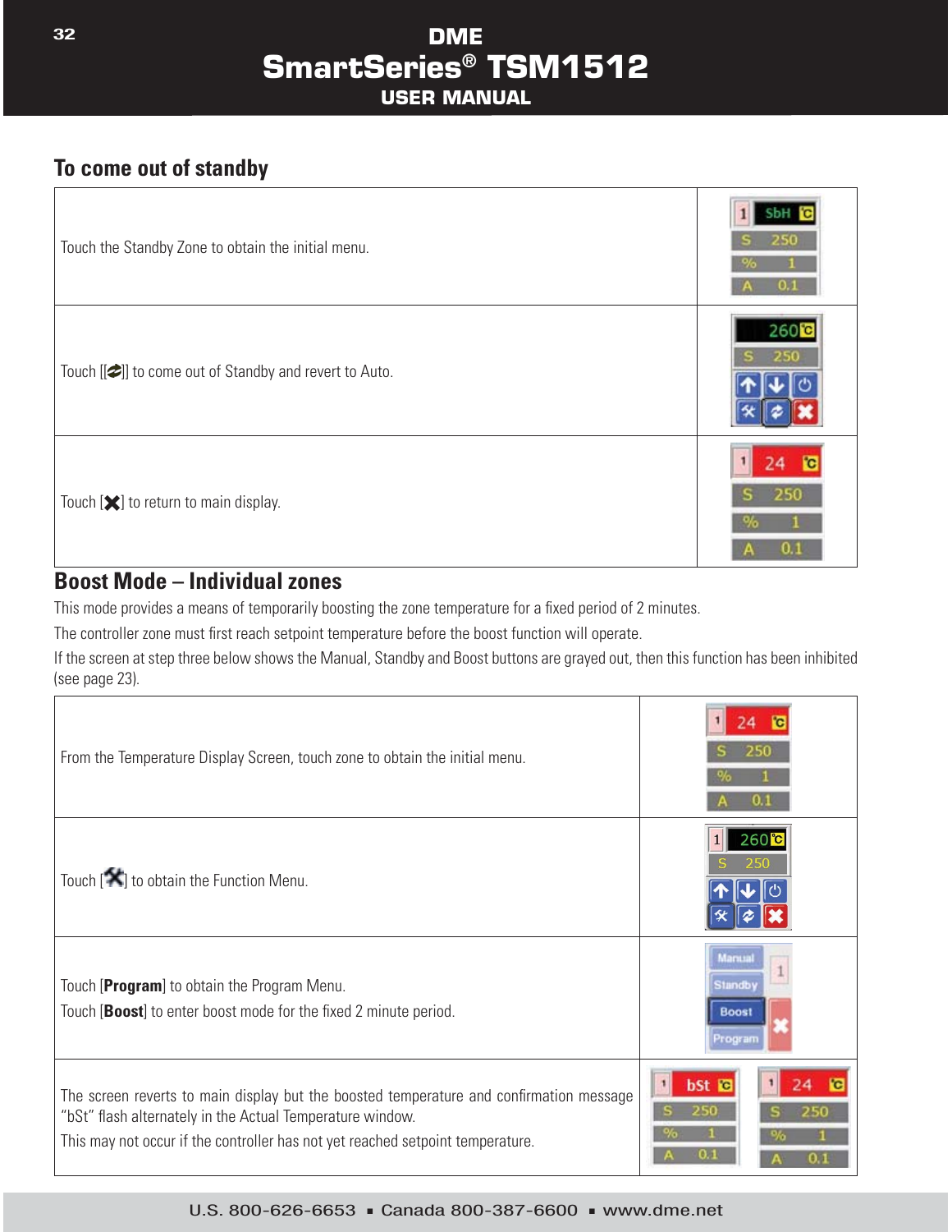## To come out of standby

| | |
|---|---|
| Touch the Standby Zone to obtain the initial menu. | |
| Touch [[⇄]] to come out of Standby and revert to Auto. | |
| Touch [✖] to return to main display. | |

## Boost Mode – Individual zones

This mode provides a means of temporarily boosting the zone temperature for a fixed period of 2 minutes.

The controller zone must first reach setpoint temperature before the boost function will operate.

If the screen at step three below shows the Manual, Standby and Boost buttons are grayed out, then this function has been inhibited (see page 23).

| | |
|---|---|
| From the Temperature Display Screen, touch zone to obtain the initial menu. | |
| Touch [⚒] to obtain the Function Menu. | |
| Touch [**Program**] to obtain the Program Menu.<br>Touch [**Boost**] to enter boost mode for the fixed 2 minute period. | |
| The screen reverts to main display but the boosted temperature and confirmation message "bSt" flash alternately in the Actual Temperature window.<br>This may not occur if the controller has not yet reached setpoint temperature. | |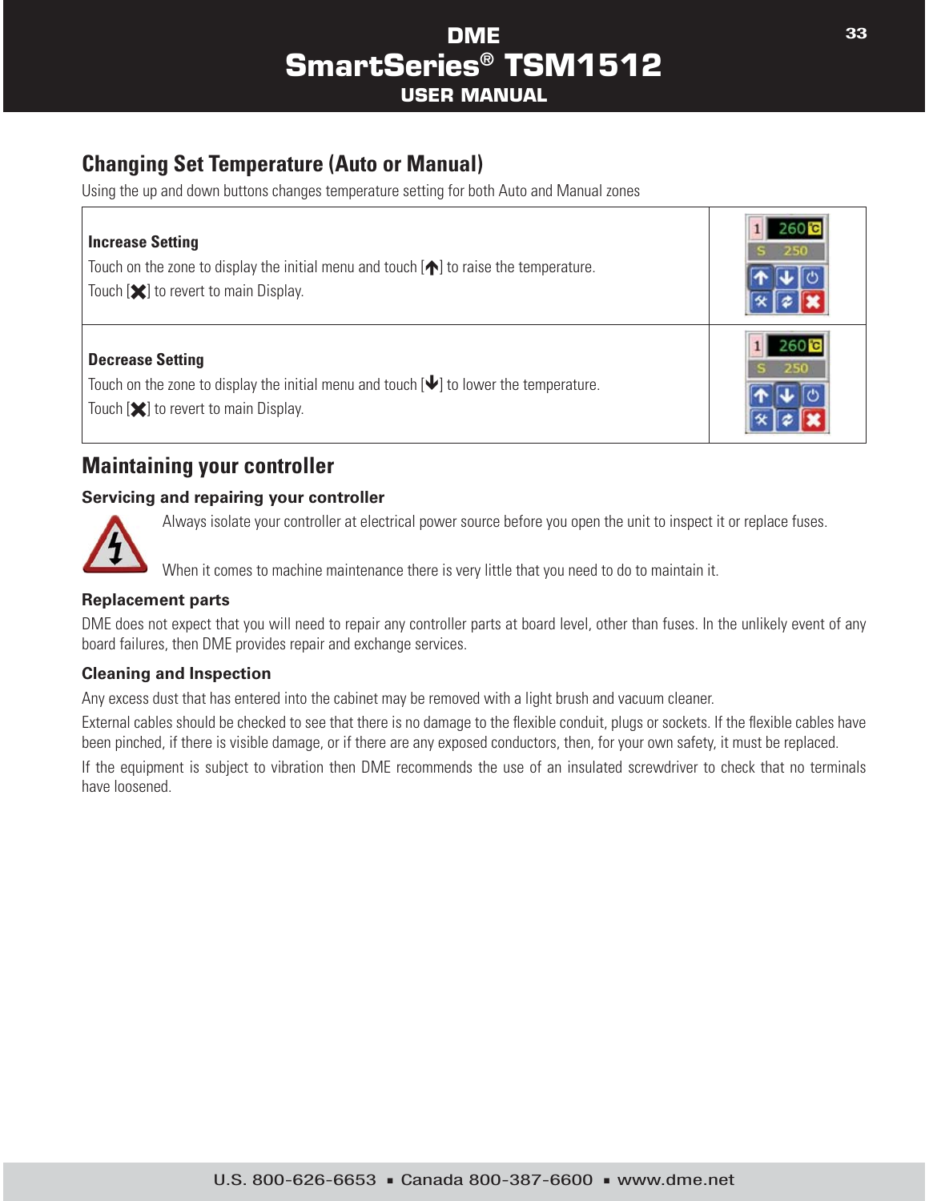## Changing Set Temperature (Auto or Manual)

Using the up and down buttons changes temperature setting for both Auto and Manual zones

| | |
|---|---|
| **Increase Setting**<br>Touch on the zone to display the initial menu and touch [↑] to raise the temperature.<br>Touch [✖] to revert to main Display. | |
| **Decrease Setting**<br>Touch on the zone to display the initial menu and touch [↓] to lower the temperature.<br>Touch [✖] to revert to main Display. | |

## Maintaining your controller

### Servicing and repairing your controller

Always isolate your controller at electrical power source before you open the unit to inspect it or replace fuses.

When it comes to machine maintenance there is very little that you need to do to maintain it.

### Replacement parts

DME does not expect that you will need to repair any controller parts at board level, other than fuses. In the unlikely event of any board failures, then DME provides repair and exchange services.

### Cleaning and Inspection

Any excess dust that has entered into the cabinet may be removed with a light brush and vacuum cleaner.

External cables should be checked to see that there is no damage to the flexible conduit, plugs or sockets. If the flexible cables have been pinched, if there is visible damage, or if there are any exposed conductors, then, for your own safety, it must be replaced.

If the equipment is subject to vibration then DME recommends the use of an insulated screwdriver to check that no terminals have loosened.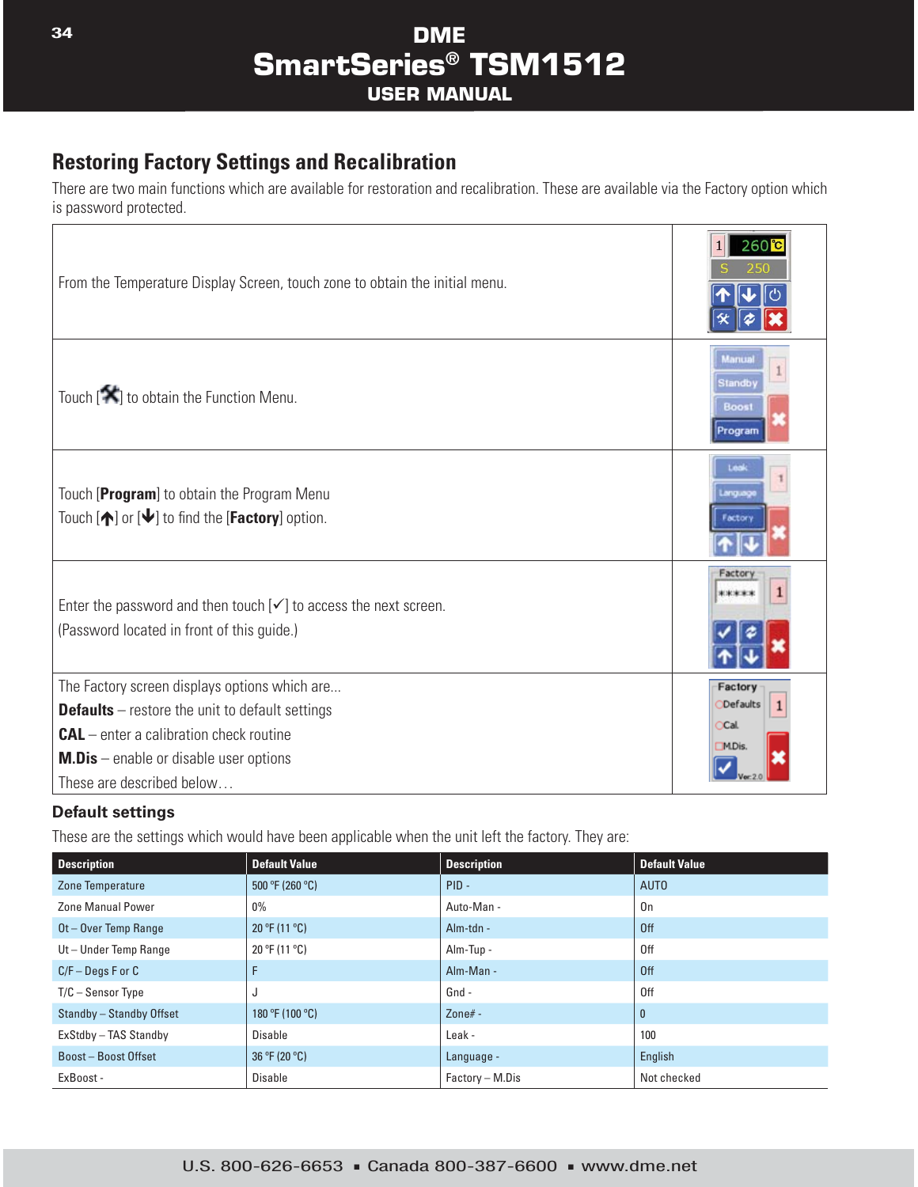## Restoring Factory Settings and Recalibration

There are two main functions which are available for restoration and recalibration. These are available via the Factory option which is password protected.

| | |
|---|---|
| From the Temperature Display Screen, touch zone to obtain the initial menu. | |
| Touch [✖] to obtain the Function Menu. | |
| Touch [**Program**] to obtain the Program Menu<br>Touch [🡹] or [🡻] to find the [**Factory**] option. | |
| Enter the password and then touch [✓] to access the next screen.<br>(Password located in front of this guide.) | |
| The Factory screen displays options which are...<br>**Defaults** – restore the unit to default settings<br>**CAL** – enter a calibration check routine<br>**M.Dis** – enable or disable user options<br>These are described below… | |

### Default settings

These are the settings which would have been applicable when the unit left the factory. They are:

| Description | Default Value | Description | Default Value |
|---|---|---|---|
| Zone Temperature | 500 °F (260 °C) | PID - | AUTO |
| Zone Manual Power | 0% | Auto-Man - | On |
| Ot – Over Temp Range | 20 °F (11 °C) | Alm-tdn - | Off |
| Ut – Under Temp Range | 20 °F (11 °C) | Alm-Tup - | Off |
| C/F – Degs F or C | F | Alm-Man - | Off |
| T/C – Sensor Type | J | Gnd - | Off |
| Standby – Standby Offset | 180 °F (100 °C) | Zone# - | 0 |
| ExStdby – TAS Standby | Disable | Leak - | 100 |
| Boost – Boost Offset | 36 °F (20 °C) | Language - | English |
| ExBoost - | Disable | Factory – M.Dis | Not checked |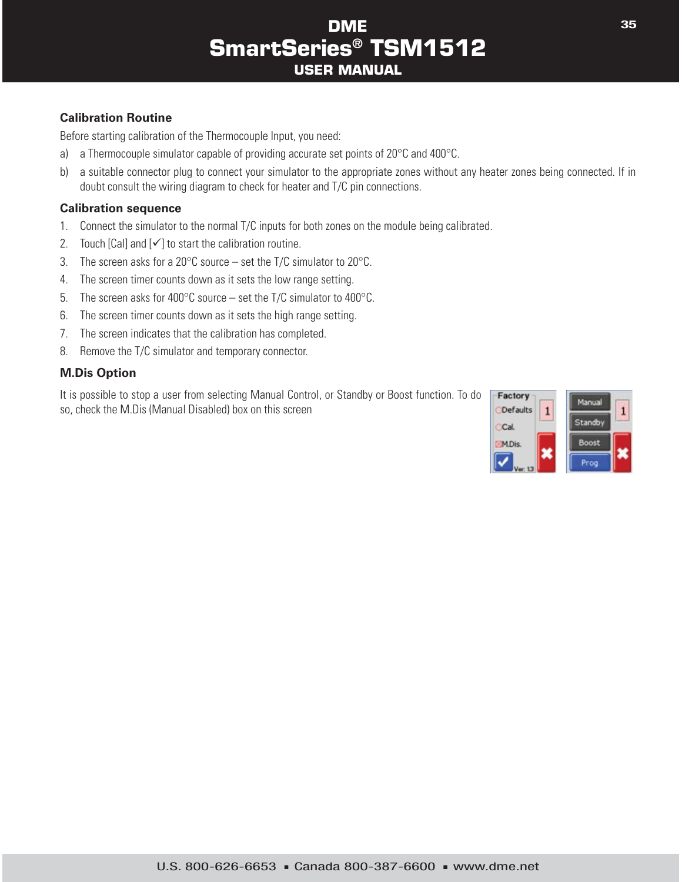### Calibration Routine

Before starting calibration of the Thermocouple Input, you need:

a) a Thermocouple simulator capable of providing accurate set points of 20°C and 400°C.

b) a suitable connector plug to connect your simulator to the appropriate zones without any heater zones being connected. If in doubt consult the wiring diagram to check for heater and T/C pin connections.

### Calibration sequence

1. Connect the simulator to the normal T/C inputs for both zones on the module being calibrated.
2. Touch [Cal] and [✓] to start the calibration routine.
3. The screen asks for a 20°C source – set the T/C simulator to 20°C.
4. The screen timer counts down as it sets the low range setting.
5. The screen asks for 400°C source – set the T/C simulator to 400°C.
6. The screen timer counts down as it sets the high range setting.
7. The screen indicates that the calibration has completed.
8. Remove the T/C simulator and temporary connector.

### M.Dis Option

It is possible to stop a user from selecting Manual Control, or Standby or Boost function. To do so, check the M.Dis (Manual Disabled) box on this screen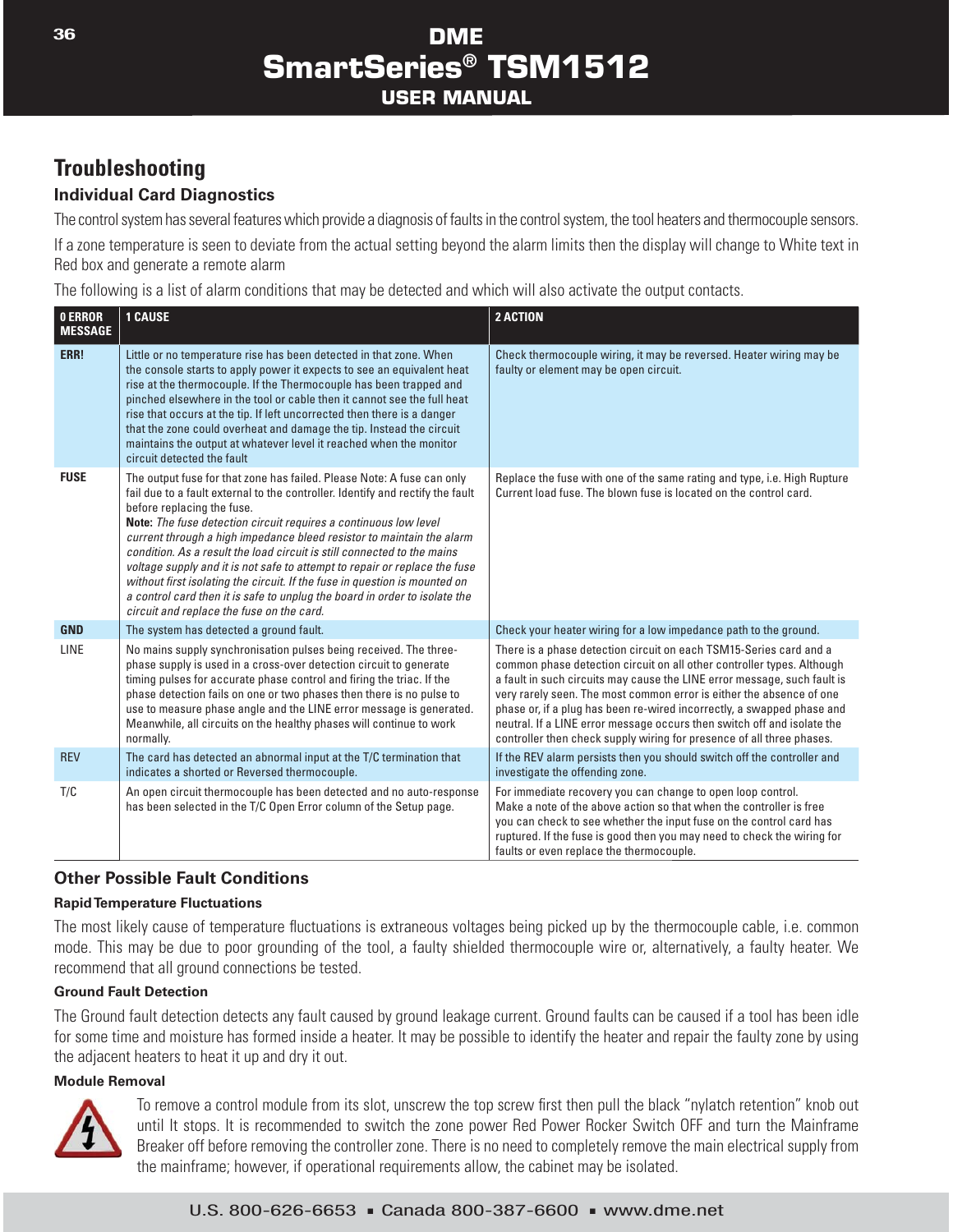## Troubleshooting

### Individual Card Diagnostics

The control system has several features which provide a diagnosis of faults in the control system, the tool heaters and thermocouple sensors.

If a zone temperature is seen to deviate from the actual setting beyond the alarm limits then the display will change to White text in Red box and generate a remote alarm

The following is a list of alarm conditions that may be detected and which will also activate the output contacts.

| 0 ERROR MESSAGE | 1 CAUSE | 2 ACTION |
|---|---|---|
| **ERR!** | Little or no temperature rise has been detected in that zone. When the console starts to apply power it expects to see an equivalent heat rise at the thermocouple. If the Thermocouple has been trapped and pinched elsewhere in the tool or cable then it cannot see the full heat rise that occurs at the tip. If left uncorrected then there is a danger that the zone could overheat and damage the tip. Instead the circuit maintains the output at whatever level it reached when the monitor circuit detected the fault | Check thermocouple wiring, it may be reversed. Heater wiring may be faulty or element may be open circuit. |
| **FUSE** | The output fuse for that zone has failed. Please Note: A fuse can only fail due to a fault external to the controller. Identify and rectify the fault before replacing the fuse. **Note:** *The fuse detection circuit requires a continuous low level current through a high impedance bleed resistor to maintain the alarm condition. As a result the load circuit is still connected to the mains voltage supply and it is not safe to attempt to repair or replace the fuse without first isolating the circuit. If the fuse in question is mounted on a control card then it is safe to unplug the board in order to isolate the circuit and replace the fuse on the card.* | Replace the fuse with one of the same rating and type, i.e. High Rupture Current load fuse. The blown fuse is located on the control card. |
| **GND** | The system has detected a ground fault. | Check your heater wiring for a low impedance path to the ground. |
| LINE | No mains supply synchronisation pulses being received. The three-phase supply is used in a cross-over detection circuit to generate timing pulses for accurate phase control and firing the triac. If the phase detection fails on one or two phases then there is no pulse to use to measure phase angle and the LINE error message is generated. Meanwhile, all circuits on the healthy phases will continue to work normally. | There is a phase detection circuit on each TSM15-Series card and a common phase detection circuit on all other controller types. Although a fault in such circuits may cause the LINE error message, such fault is very rarely seen. The most common error is either the absence of one phase or, if a plug has been re-wired incorrectly, a swapped phase and neutral. If a LINE error message occurs then switch off and isolate the controller then check supply wiring for presence of all three phases. |
| REV | The card has detected an abnormal input at the T/C termination that indicates a shorted or Reversed thermocouple. | If the REV alarm persists then you should switch off the controller and investigate the offending zone. |
| T/C | An open circuit thermocouple has been detected and no auto-response has been selected in the T/C Open Error column of the Setup page. | For immediate recovery you can change to open loop control. Make a note of the above action so that when the controller is free you can check to see whether the input fuse on the control card has ruptured. If the fuse is good then you may need to check the wiring for faults or even replace the thermocouple. |

### Other Possible Fault Conditions

#### Rapid Temperature Fluctuations

The most likely cause of temperature fluctuations is extraneous voltages being picked up by the thermocouple cable, i.e. common mode. This may be due to poor grounding of the tool, a faulty shielded thermocouple wire or, alternatively, a faulty heater. We recommend that all ground connections be tested.

#### Ground Fault Detection

The Ground fault detection detects any fault caused by ground leakage current. Ground faults can be caused if a tool has been idle for some time and moisture has formed inside a heater. It may be possible to identify the heater and repair the faulty zone by using the adjacent heaters to heat it up and dry it out.

#### Module Removal

To remove a control module from its slot, unscrew the top screw first then pull the black "nylatch retention" knob out until It stops. It is recommended to switch the zone power Red Power Rocker Switch OFF and turn the Mainframe Breaker off before removing the controller zone. There is no need to completely remove the main electrical supply from the mainframe; however, if operational requirements allow, the cabinet may be isolated.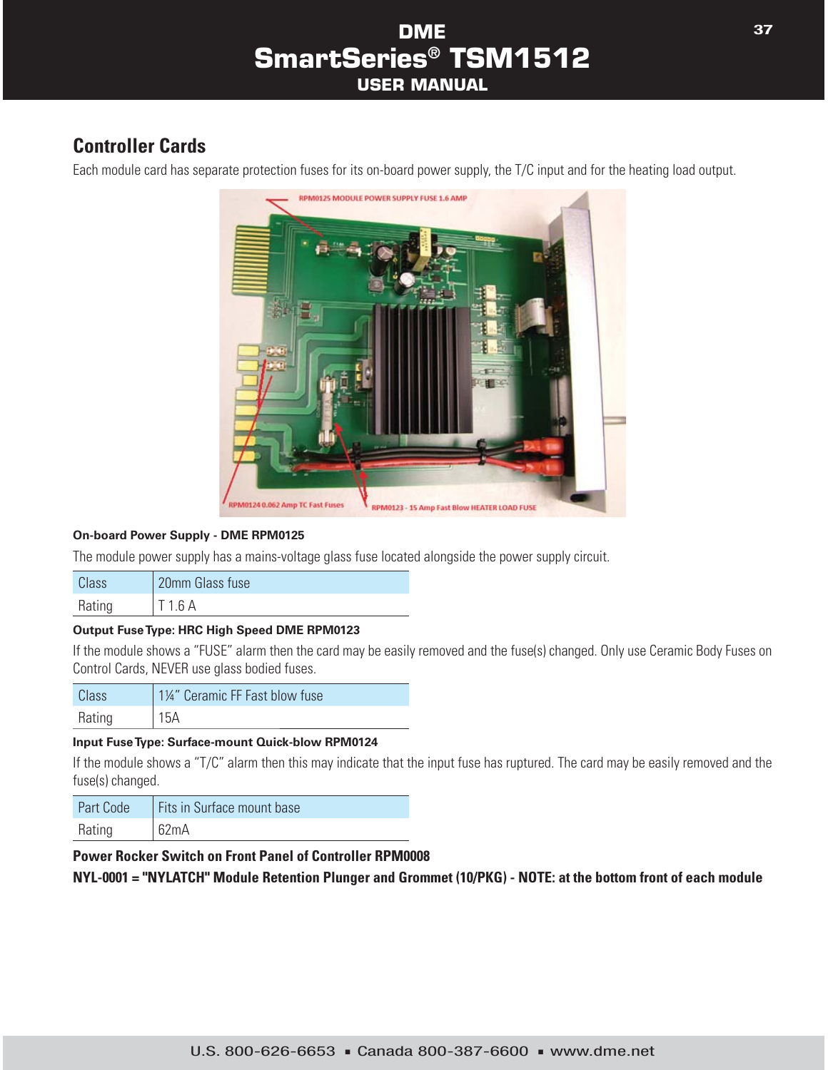## Controller Cards

Each module card has separate protection fuses for its on-board power supply, the T/C input and for the heating load output.

RPM0125 MODULE POWER SUPPLY FUSE 1.6 AMP

RPM0124 0.062 Amp TC Fast Fuses

RPM0123 - 15 Amp Fast Blow HEATER LOAD FUSE

**On-board Power Supply - DME RPM0125**

The module power supply has a mains-voltage glass fuse located alongside the power supply circuit.

| Class | 20mm Glass fuse |
|---|---|
| Rating | T 1.6 A |

**Output Fuse Type: HRC High Speed DME RPM0123**

If the module shows a "FUSE" alarm then the card may be easily removed and the fuse(s) changed. Only use Ceramic Body Fuses on Control Cards, NEVER use glass bodied fuses.

| Class | 1¼" Ceramic FF Fast blow fuse |
|---|---|
| Rating | 15A |

**Input Fuse Type: Surface-mount Quick-blow RPM0124**

If the module shows a "T/C" alarm then this may indicate that the input fuse has ruptured. The card may be easily removed and the fuse(s) changed.

| Part Code | Fits in Surface mount base |
|---|---|
| Rating | 62mA |

**Power Rocker Switch on Front Panel of Controller RPM0008**

**NYL-0001 = "NYLATCH" Module Retention Plunger and Grommet (10/PKG) - NOTE: at the bottom front of each module**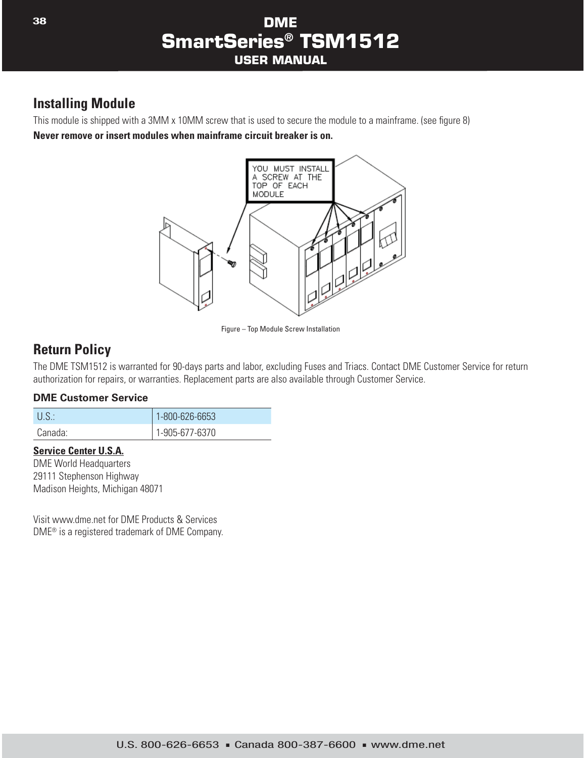## Installing Module

This module is shipped with a 3MM x 10MM screw that is used to secure the module to a mainframe. (see figure 8)

**Never remove or insert modules when mainframe circuit breaker is on.**

Figure – Top Module Screw Installation

## Return Policy

The DME TSM1512 is warranted for 90-days parts and labor, excluding Fuses and Triacs. Contact DME Customer Service for return authorization for repairs, or warranties. Replacement parts are also available through Customer Service.

### DME Customer Service

| | |
|---|---|
| U.S.: | 1-800-626-6653 |
| Canada: | 1-905-677-6370 |

**Service Center U.S.A.**
DME World Headquarters
29111 Stephenson Highway
Madison Heights, Michigan 48071

Visit www.dme.net for DME Products & Services
DME® is a registered trademark of DME Company.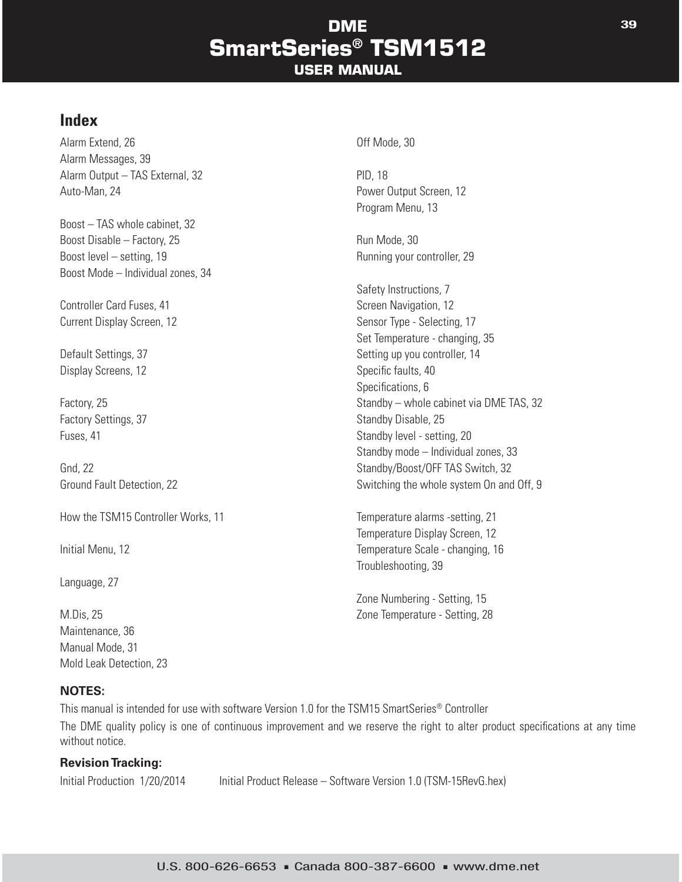## Index

Alarm Extend, 26
Alarm Messages, 39
Alarm Output – TAS External, 32
Auto-Man, 24

Boost – TAS whole cabinet, 32
Boost Disable – Factory, 25
Boost level – setting, 19
Boost Mode – Individual zones, 34

Controller Card Fuses, 41
Current Display Screen, 12

Default Settings, 37
Display Screens, 12

Factory, 25
Factory Settings, 37
Fuses, 41

Gnd, 22
Ground Fault Detection, 22

How the TSM15 Controller Works, 11

Initial Menu, 12

Language, 27

M.Dis, 25
Maintenance, 36
Manual Mode, 31
Mold Leak Detection, 23

Off Mode, 30

PID, 18
Power Output Screen, 12
Program Menu, 13

Run Mode, 30
Running your controller, 29

Safety Instructions, 7
Screen Navigation, 12
Sensor Type - Selecting, 17
Set Temperature - changing, 35
Setting up you controller, 14
Specific faults, 40
Specifications, 6
Standby – whole cabinet via DME TAS, 32
Standby Disable, 25
Standby level - setting, 20
Standby mode – Individual zones, 33
Standby/Boost/OFF TAS Switch, 32
Switching the whole system On and Off, 9

Temperature alarms -setting, 21
Temperature Display Screen, 12
Temperature Scale - changing, 16
Troubleshooting, 39

Zone Numbering - Setting, 15
Zone Temperature - Setting, 28

**NOTES:**

This manual is intended for use with software Version 1.0 for the TSM15 SmartSeries® Controller

The DME quality policy is one of continuous improvement and we reserve the right to alter product specifications at any time without notice.

**Revision Tracking:**

Initial Production 1/20/2014 Initial Product Release – Software Version 1.0 (TSM-15RevG.hex)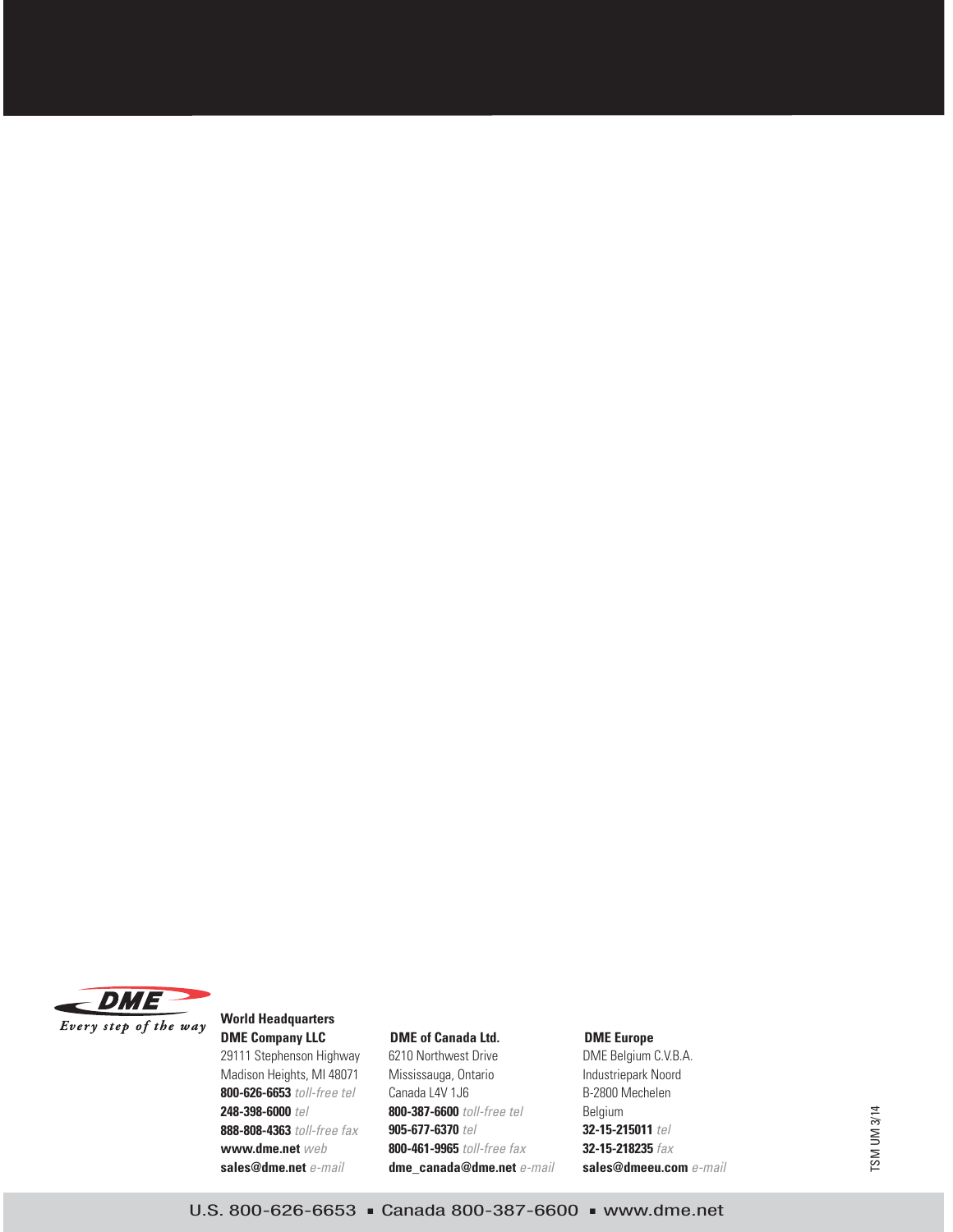DME

*Every step of the way*

**World Headquarters**
**DME Company LLC**
29111 Stephenson Highway
Madison Heights, MI 48071
**800-626-6653** *toll-free tel*
**248-398-6000** *tel*
**888-808-4363** *toll-free fax*
**www.dme.net** *web*
**sales@dme.net** *e-mail*

**DME of Canada Ltd.**
6210 Northwest Drive
Mississauga, Ontario
Canada L4V 1J6
**800-387-6600** *toll-free tel*
**905-677-6370** *tel*
**800-461-9965** *toll-free fax*
**dme_canada@dme.net** *e-mail*

**DME Europe**
DME Belgium C.V.B.A.
Industriepark Noord
B-2800 Mechelen
Belgium
**32-15-215011** *tel*
**32-15-218235** *fax*
**sales@dmeeu.com** *e-mail*

TSM UM 3/14

U.S. 800-626-6653 ▪ Canada 800-387-6600 ▪ www.dme.net